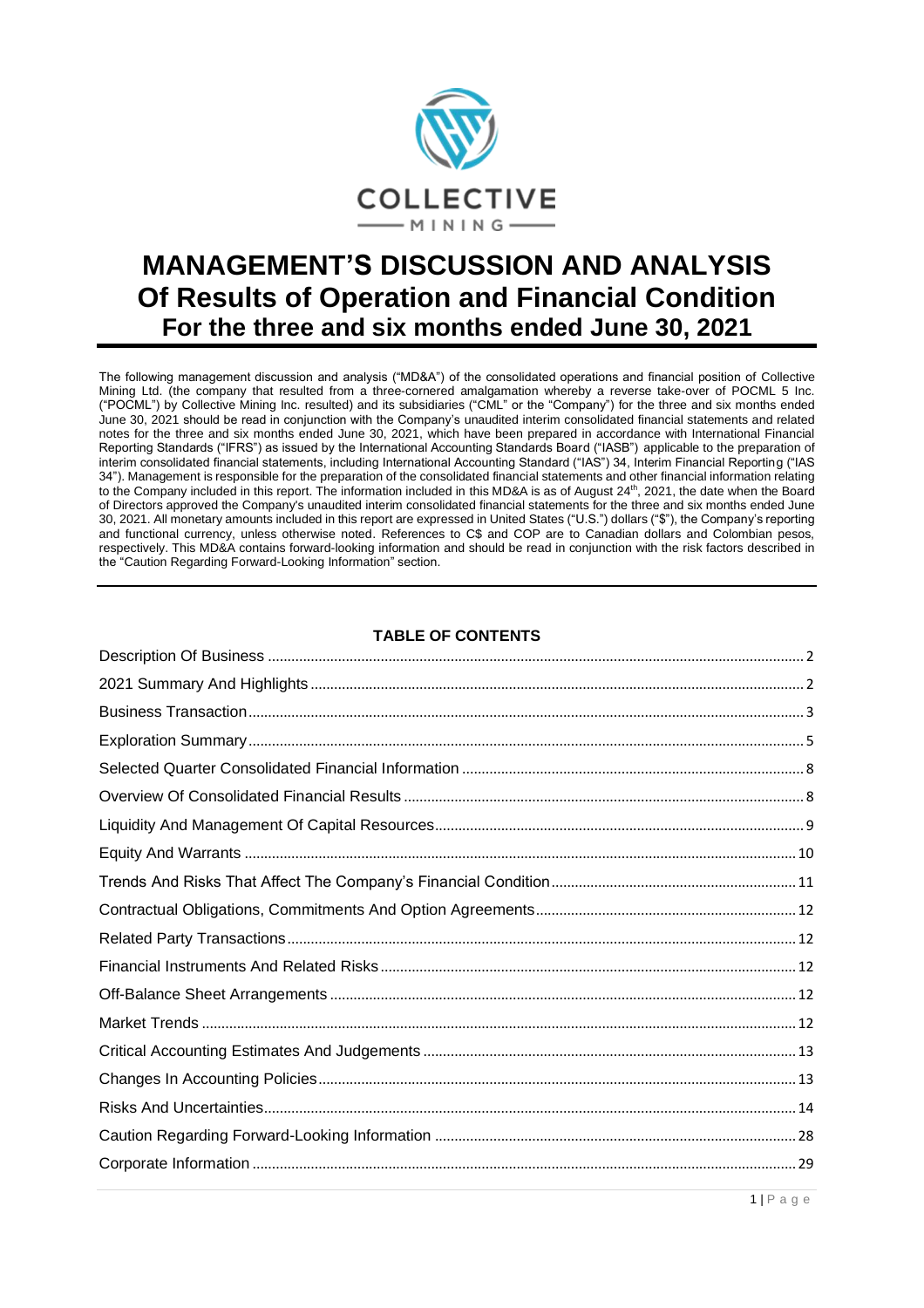COLLECTIVE

MINING

# MANAGEMENT'S DISCUSSION AND ANALYSIS Of Results of Operation and Financial Condition For the three and six months ended June 30, 2021

The following management discussion and analysis ("MD&A") of the consolidated operations and financial position of Collective Mining Ltd. (the company that resulted from a three-cornered amalgamation whereby a reverse take-over of POCML 5 Inc. ("POCML") by Collective Mining Inc. resulted) and its subsidiaries ("CML" or the "Company") for the three and six months ended June 30, 2021 should be read in conjunction with the Company's unaudited interim consolidated financial statements and related notes for the three and six months ended June 30, 2021, which have been prepared in accordance with International Financial Reporting Standards ("IFRS") as issued by the International Accounting Standards Board ("IASB") applicable to the preparation of interim consolidated financial statements, including International Accounting Standard ("IAS") 34, Interim Financial Reporting ("IAS 34"). Management is responsible for the preparation of the consolidated financial statements and other financial information relating to the Company included in this report. The information included in this MD&A is as of August 24th, 2021, the date when the Board of Directors approved the Company's unaudited interim consolidated financial statements for the three and six months ended June 30, 2021. All monetary amounts included in this report are expressed in United States ("U.S.") dollars ("$"), the Company's reporting and functional currency, unless otherwise noted. References to C$ and COP are to Canadian dollars and Colombian pesos, respectively. This MD&A contains forward-looking information and should be read in conjunction with the risk factors described in the "Caution Regarding Forward-Looking Information" section.

## TABLE OF CONTENTS

| Section | Page |
|---|---|
| Description Of Business | 2 |
| 2021 Summary And Highlights | 2 |
| Business Transaction | 3 |
| Exploration Summary | 5 |
| Selected Quarter Consolidated Financial Information | 8 |
| Overview Of Consolidated Financial Results | 8 |
| Liquidity And Management Of Capital Resources | 9 |
| Equity And Warrants | 10 |
| Trends And Risks That Affect The Company's Financial Condition | 11 |
| Contractual Obligations, Commitments And Option Agreements | 12 |
| Related Party Transactions | 12 |
| Financial Instruments And Related Risks | 12 |
| Off-Balance Sheet Arrangements | 12 |
| Market Trends | 12 |
| Critical Accounting Estimates And Judgements | 13 |
| Changes In Accounting Policies | 13 |
| Risks And Uncertainties | 14 |
| Caution Regarding Forward-Looking Information | 28 |
| Corporate Information | 29 |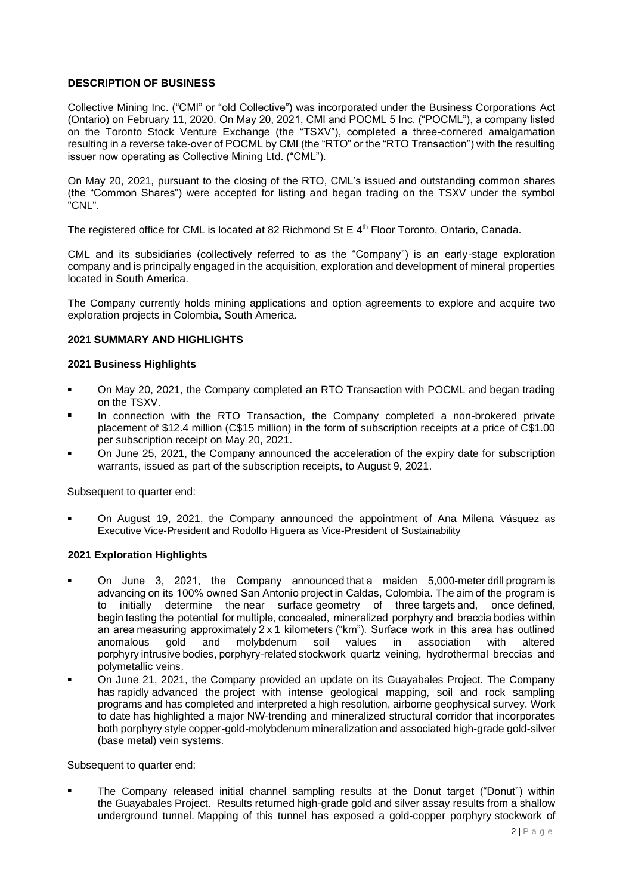## DESCRIPTION OF BUSINESS

Collective Mining Inc. ("CMI" or "old Collective") was incorporated under the Business Corporations Act (Ontario) on February 11, 2020. On May 20, 2021, CMI and POCML 5 Inc. ("POCML"), a company listed on the Toronto Stock Venture Exchange (the "TSXV"), completed a three-cornered amalgamation resulting in a reverse take-over of POCML by CMI (the "RTO" or the "RTO Transaction") with the resulting issuer now operating as Collective Mining Ltd. ("CML").

On May 20, 2021, pursuant to the closing of the RTO, CML's issued and outstanding common shares (the "Common Shares") were accepted for listing and began trading on the TSXV under the symbol "CNL".

The registered office for CML is located at 82 Richmond St E 4th Floor Toronto, Ontario, Canada.

CML and its subsidiaries (collectively referred to as the "Company") is an early-stage exploration company and is principally engaged in the acquisition, exploration and development of mineral properties located in South America.

The Company currently holds mining applications and option agreements to explore and acquire two exploration projects in Colombia, South America.

## 2021 SUMMARY AND HIGHLIGHTS

### 2021 Business Highlights

- On May 20, 2021, the Company completed an RTO Transaction with POCML and began trading on the TSXV.
- In connection with the RTO Transaction, the Company completed a non-brokered private placement of $12.4 million (C$15 million) in the form of subscription receipts at a price of C$1.00 per subscription receipt on May 20, 2021.
- On June 25, 2021, the Company announced the acceleration of the expiry date for subscription warrants, issued as part of the subscription receipts, to August 9, 2021.

Subsequent to quarter end:

- On August 19, 2021, the Company announced the appointment of Ana Milena Vásquez as Executive Vice-President and Rodolfo Higuera as Vice-President of Sustainability

### 2021 Exploration Highlights

- On June 3, 2021, the Company announced that a maiden 5,000-meter drill program is advancing on its 100% owned San Antonio project in Caldas, Colombia. The aim of the program is to initially determine the near surface geometry of three targets and, once defined, begin testing the potential for multiple, concealed, mineralized porphyry and breccia bodies within an area measuring approximately 2 x 1 kilometers ("km"). Surface work in this area has outlined anomalous gold and molybdenum soil values in association with altered porphyry intrusive bodies, porphyry-related stockwork quartz veining, hydrothermal breccias and polymetallic veins.
- On June 21, 2021, the Company provided an update on its Guayabales Project. The Company has rapidly advanced the project with intense geological mapping, soil and rock sampling programs and has completed and interpreted a high resolution, airborne geophysical survey. Work to date has highlighted a major NW-trending and mineralized structural corridor that incorporates both porphyry style copper-gold-molybdenum mineralization and associated high-grade gold-silver (base metal) vein systems.

Subsequent to quarter end:

- The Company released initial channel sampling results at the Donut target ("Donut") within the Guayabales Project. Results returned high-grade gold and silver assay results from a shallow underground tunnel. Mapping of this tunnel has exposed a gold-copper porphyry stockwork of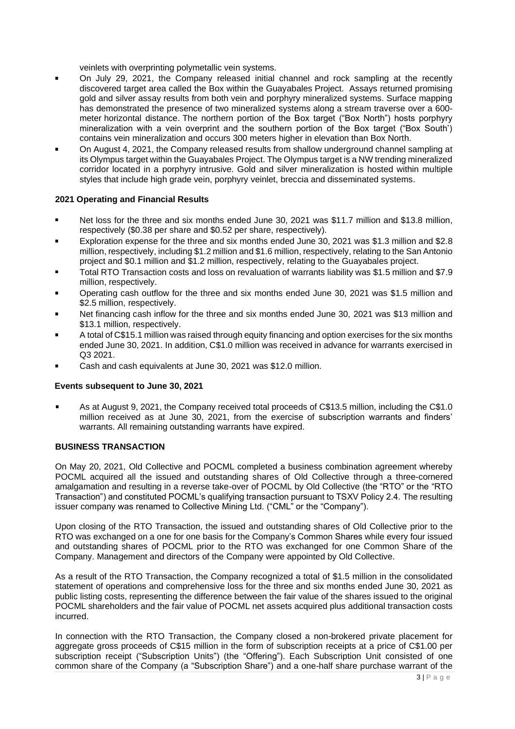veinlets with overprinting polymetallic vein systems.

- On July 29, 2021, the Company released initial channel and rock sampling at the recently discovered target area called the Box within the Guayabales Project. Assays returned promising gold and silver assay results from both vein and porphyry mineralized systems. Surface mapping has demonstrated the presence of two mineralized systems along a stream traverse over a 600-meter horizontal distance. The northern portion of the Box target ("Box North") hosts porphyry mineralization with a vein overprint and the southern portion of the Box target ("Box South') contains vein mineralization and occurs 300 meters higher in elevation than Box North.
- On August 4, 2021, the Company released results from shallow underground channel sampling at its Olympus target within the Guayabales Project. The Olympus target is a NW trending mineralized corridor located in a porphyry intrusive. Gold and silver mineralization is hosted within multiple styles that include high grade vein, porphyry veinlet, breccia and disseminated systems.

### 2021 Operating and Financial Results

- Net loss for the three and six months ended June 30, 2021 was $11.7 million and $13.8 million, respectively ($0.38 per share and $0.52 per share, respectively).
- Exploration expense for the three and six months ended June 30, 2021 was $1.3 million and $2.8 million, respectively, including $1.2 million and $1.6 million, respectively, relating to the San Antonio project and $0.1 million and $1.2 million, respectively, relating to the Guayabales project.
- Total RTO Transaction costs and loss on revaluation of warrants liability was $1.5 million and $7.9 million, respectively.
- Operating cash outflow for the three and six months ended June 30, 2021 was $1.5 million and $2.5 million, respectively.
- Net financing cash inflow for the three and six months ended June 30, 2021 was $13 million and $13.1 million, respectively.
- A total of C$15.1 million was raised through equity financing and option exercises for the six months ended June 30, 2021. In addition, C$1.0 million was received in advance for warrants exercised in Q3 2021.
- Cash and cash equivalents at June 30, 2021 was $12.0 million.

### Events subsequent to June 30, 2021

- As at August 9, 2021, the Company received total proceeds of C$13.5 million, including the C$1.0 million received as at June 30, 2021, from the exercise of subscription warrants and finders' warrants. All remaining outstanding warrants have expired.

## BUSINESS TRANSACTION

On May 20, 2021, Old Collective and POCML completed a business combination agreement whereby POCML acquired all the issued and outstanding shares of Old Collective through a three-cornered amalgamation and resulting in a reverse take-over of POCML by Old Collective (the "RTO" or the "RTO Transaction") and constituted POCML's qualifying transaction pursuant to TSXV Policy 2.4. The resulting issuer company was renamed to Collective Mining Ltd. ("CML" or the "Company").

Upon closing of the RTO Transaction, the issued and outstanding shares of Old Collective prior to the RTO was exchanged on a one for one basis for the Company's Common Shares while every four issued and outstanding shares of POCML prior to the RTO was exchanged for one Common Share of the Company. Management and directors of the Company were appointed by Old Collective.

As a result of the RTO Transaction, the Company recognized a total of $1.5 million in the consolidated statement of operations and comprehensive loss for the three and six months ended June 30, 2021 as public listing costs, representing the difference between the fair value of the shares issued to the original POCML shareholders and the fair value of POCML net assets acquired plus additional transaction costs incurred.

In connection with the RTO Transaction, the Company closed a non-brokered private placement for aggregate gross proceeds of C$15 million in the form of subscription receipts at a price of C$1.00 per subscription receipt ("Subscription Units") (the "Offering"). Each Subscription Unit consisted of one common share of the Company (a "Subscription Share") and a one-half share purchase warrant of the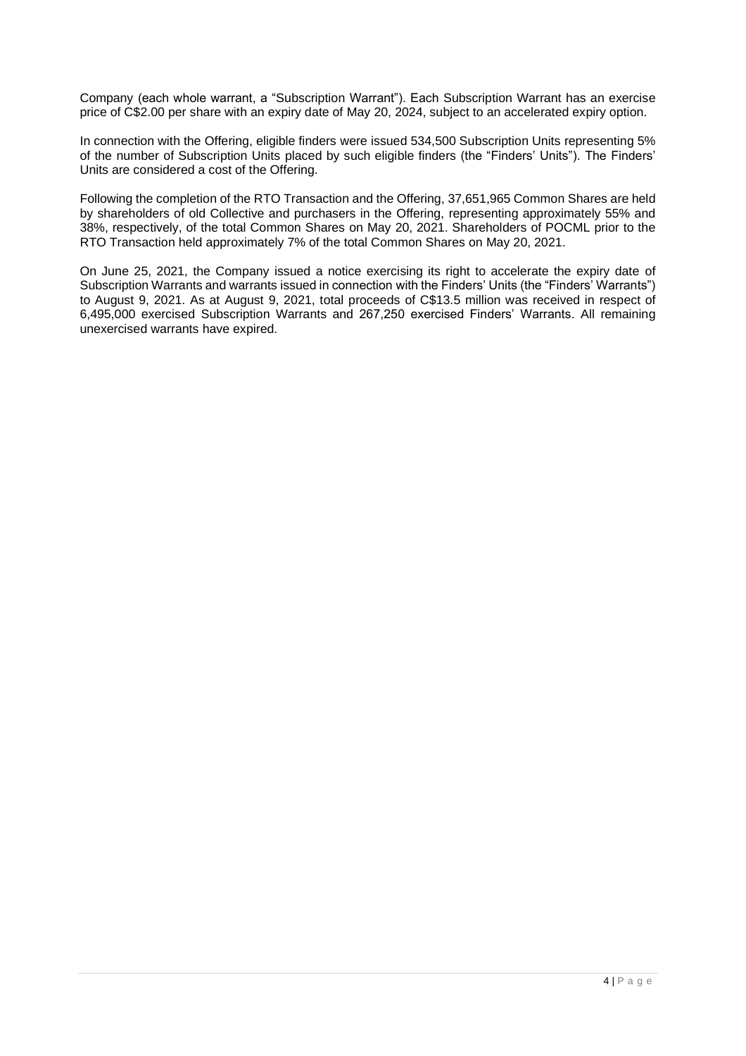Company (each whole warrant, a "Subscription Warrant"). Each Subscription Warrant has an exercise price of C$2.00 per share with an expiry date of May 20, 2024, subject to an accelerated expiry option.

In connection with the Offering, eligible finders were issued 534,500 Subscription Units representing 5% of the number of Subscription Units placed by such eligible finders (the "Finders' Units"). The Finders' Units are considered a cost of the Offering.

Following the completion of the RTO Transaction and the Offering, 37,651,965 Common Shares are held by shareholders of old Collective and purchasers in the Offering, representing approximately 55% and 38%, respectively, of the total Common Shares on May 20, 2021. Shareholders of POCML prior to the RTO Transaction held approximately 7% of the total Common Shares on May 20, 2021.

On June 25, 2021, the Company issued a notice exercising its right to accelerate the expiry date of Subscription Warrants and warrants issued in connection with the Finders' Units (the "Finders' Warrants") to August 9, 2021. As at August 9, 2021, total proceeds of C$13.5 million was received in respect of 6,495,000 exercised Subscription Warrants and 267,250 exercised Finders' Warrants. All remaining unexercised warrants have expired.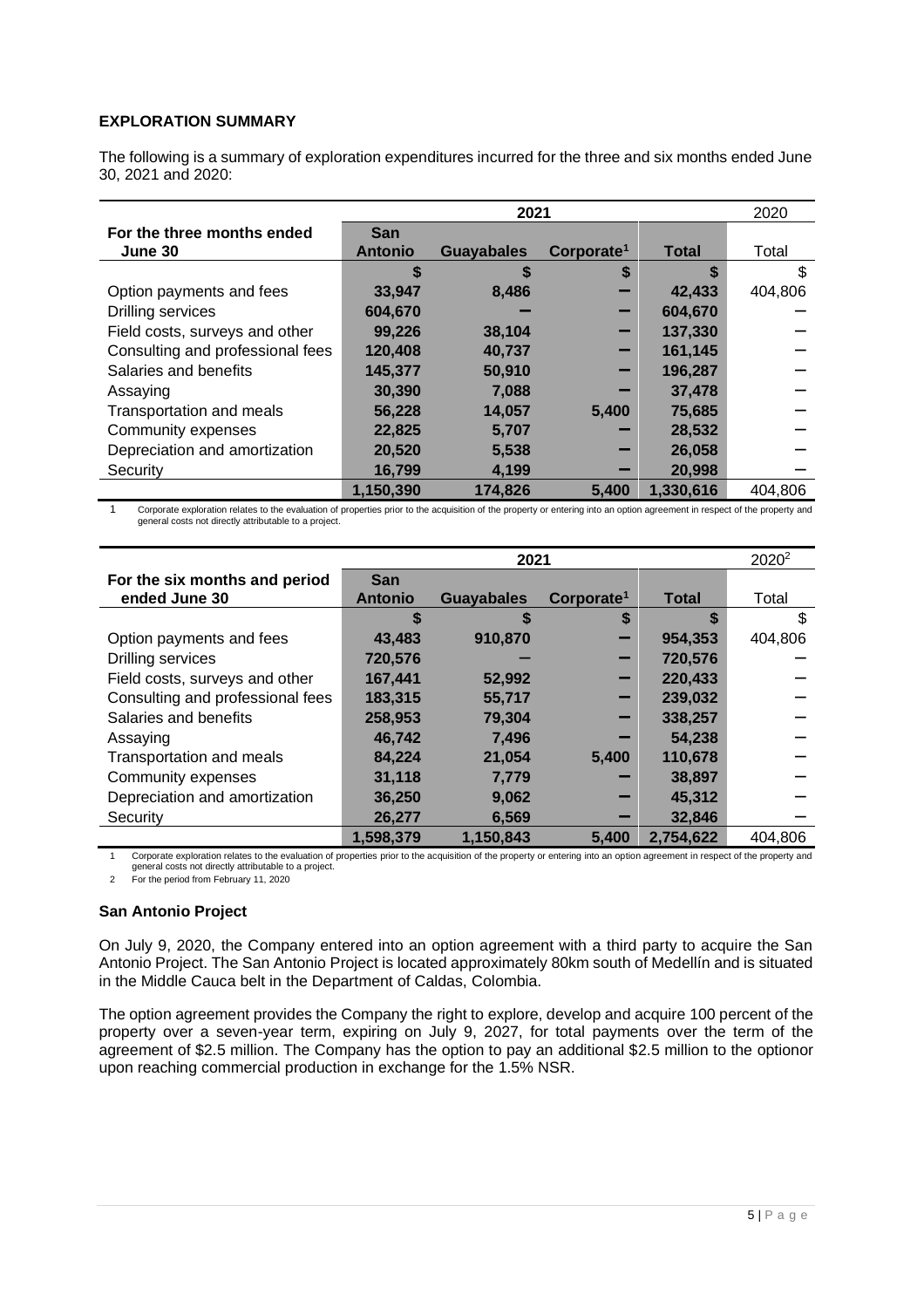**EXPLORATION SUMMARY**

The following is a summary of exploration expenditures incurred for the three and six months ended June 30, 2021 and 2020:

| For the three months ended June 30 | 2021 | | | | 2020 |
|---|---|---|---|---|---|
| | San Antonio | Guayabales | Corporate[1] | Total | Total |
| | $ | $ | $ | $ | $ |
| Option payments and fees | 33,947 | 8,486 | – | 42,433 | 404,806 |
| Drilling services | 604,670 | – | – | 604,670 | – |
| Field costs, surveys and other | 99,226 | 38,104 | – | 137,330 | – |
| Consulting and professional fees | 120,408 | 40,737 | – | 161,145 | – |
| Salaries and benefits | 145,377 | 50,910 | – | 196,287 | – |
| Assaying | 30,390 | 7,088 | – | 37,478 | – |
| Transportation and meals | 56,228 | 14,057 | 5,400 | 75,685 | – |
| Community expenses | 22,825 | 5,707 | – | 28,532 | – |
| Depreciation and amortization | 20,520 | 5,538 | – | 26,058 | – |
| Security | 16,799 | 4,199 | – | 20,998 | – |
| | 1,150,390 | 174,826 | 5,400 | 1,330,616 | 404,806 |

1 Corporate exploration relates to the evaluation of properties prior to the acquisition of the property or entering into an option agreement in respect of the property and general costs not directly attributable to a project.

| For the six months and period ended June 30 | 2021 | | | | 2020[2] |
|---|---|---|---|---|---|
| | San Antonio | Guayabales | Corporate[1] | Total | Total |
| | $ | $ | $ | $ | $ |
| Option payments and fees | 43,483 | 910,870 | – | 954,353 | 404,806 |
| Drilling services | 720,576 | – | – | 720,576 | – |
| Field costs, surveys and other | 167,441 | 52,992 | – | 220,433 | – |
| Consulting and professional fees | 183,315 | 55,717 | – | 239,032 | – |
| Salaries and benefits | 258,953 | 79,304 | – | 338,257 | – |
| Assaying | 46,742 | 7,496 | – | 54,238 | – |
| Transportation and meals | 84,224 | 21,054 | 5,400 | 110,678 | – |
| Community expenses | 31,118 | 7,779 | – | 38,897 | – |
| Depreciation and amortization | 36,250 | 9,062 | – | 45,312 | – |
| Security | 26,277 | 6,569 | – | 32,846 | – |
| | 1,598,379 | 1,150,843 | 5,400 | 2,754,622 | 404,806 |

1 Corporate exploration relates to the evaluation of properties prior to the acquisition of the property or entering into an option agreement in respect of the property and general costs not directly attributable to a project.

2 For the period from February 11, 2020

**San Antonio Project**

On July 9, 2020, the Company entered into an option agreement with a third party to acquire the San Antonio Project. The San Antonio Project is located approximately 80km south of Medellín and is situated in the Middle Cauca belt in the Department of Caldas, Colombia.

The option agreement provides the Company the right to explore, develop and acquire 100 percent of the property over a seven-year term, expiring on July 9, 2027, for total payments over the term of the agreement of $2.5 million. The Company has the option to pay an additional $2.5 million to the optionor upon reaching commercial production in exchange for the 1.5% NSR.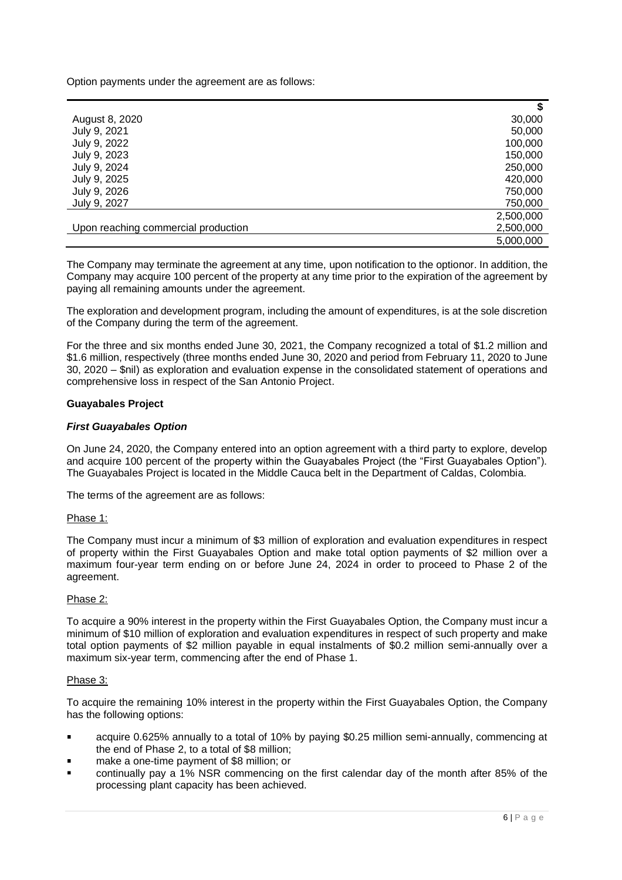Option payments under the agreement are as follows:

| | $ |
|---|---|
| August 8, 2020 | 30,000 |
| July 9, 2021 | 50,000 |
| July 9, 2022 | 100,000 |
| July 9, 2023 | 150,000 |
| July 9, 2024 | 250,000 |
| July 9, 2025 | 420,000 |
| July 9, 2026 | 750,000 |
| July 9, 2027 | 750,000 |
| | 2,500,000 |
| Upon reaching commercial production | 2,500,000 |
| | 5,000,000 |

The Company may terminate the agreement at any time, upon notification to the optionor. In addition, the Company may acquire 100 percent of the property at any time prior to the expiration of the agreement by paying all remaining amounts under the agreement.

The exploration and development program, including the amount of expenditures, is at the sole discretion of the Company during the term of the agreement.

For the three and six months ended June 30, 2021, the Company recognized a total of $1.2 million and $1.6 million, respectively (three months ended June 30, 2020 and period from February 11, 2020 to June 30, 2020 – $nil) as exploration and evaluation expense in the consolidated statement of operations and comprehensive loss in respect of the San Antonio Project.

**Guayabales Project**

***First Guayabales Option***

On June 24, 2020, the Company entered into an option agreement with a third party to explore, develop and acquire 100 percent of the property within the Guayabales Project (the "First Guayabales Option"). The Guayabales Project is located in the Middle Cauca belt in the Department of Caldas, Colombia.

The terms of the agreement are as follows:

Phase 1:

The Company must incur a minimum of $3 million of exploration and evaluation expenditures in respect of property within the First Guayabales Option and make total option payments of $2 million over a maximum four-year term ending on or before June 24, 2024 in order to proceed to Phase 2 of the agreement.

Phase 2:

To acquire a 90% interest in the property within the First Guayabales Option, the Company must incur a minimum of $10 million of exploration and evaluation expenditures in respect of such property and make total option payments of $2 million payable in equal instalments of $0.2 million semi-annually over a maximum six-year term, commencing after the end of Phase 1.

Phase 3:

To acquire the remaining 10% interest in the property within the First Guayabales Option, the Company has the following options:

- acquire 0.625% annually to a total of 10% by paying $0.25 million semi-annually, commencing at the end of Phase 2, to a total of $8 million;
- make a one-time payment of $8 million; or
- continually pay a 1% NSR commencing on the first calendar day of the month after 85% of the processing plant capacity has been achieved.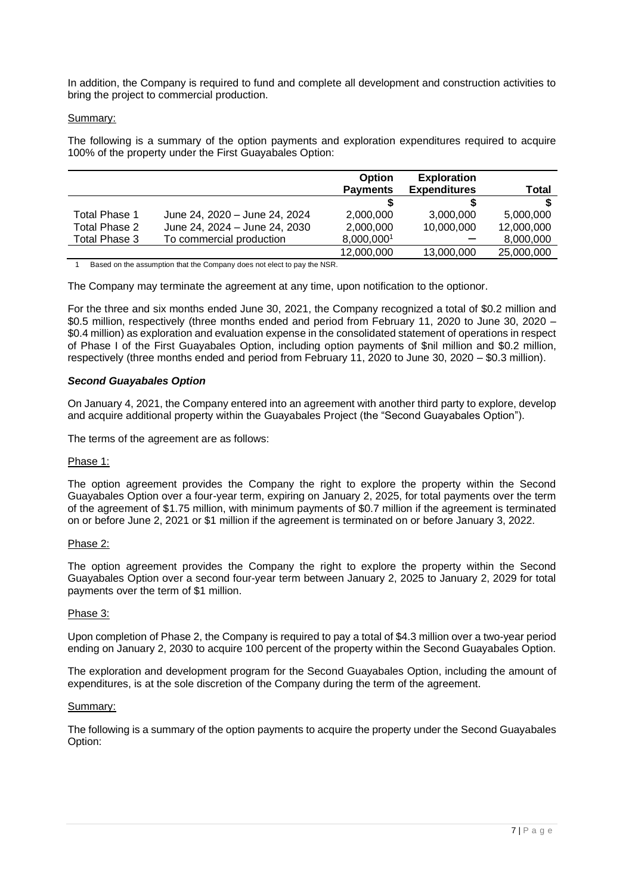In addition, the Company is required to fund and complete all development and construction activities to bring the project to commercial production.

Summary:

The following is a summary of the option payments and exploration expenditures required to acquire 100% of the property under the First Guayabales Option:

| | | Option Payments | Exploration Expenditures | Total |
|---|---|---|---|---|
| | | $ | $ | $ |
| Total Phase 1 | June 24, 2020 – June 24, 2024 | 2,000,000 | 3,000,000 | 5,000,000 |
| Total Phase 2 | June 24, 2024 – June 24, 2030 | 2,000,000 | 10,000,000 | 12,000,000 |
| Total Phase 3 | To commercial production | 8,000,000[1] | – | 8,000,000 |
| | | 12,000,000 | 13,000,000 | 25,000,000 |

1 Based on the assumption that the Company does not elect to pay the NSR.

The Company may terminate the agreement at any time, upon notification to the optionor.

For the three and six months ended June 30, 2021, the Company recognized a total of $0.2 million and $0.5 million, respectively (three months ended and period from February 11, 2020 to June 30, 2020 – $0.4 million) as exploration and evaluation expense in the consolidated statement of operations in respect of Phase I of the First Guayabales Option, including option payments of $nil million and $0.2 million, respectively (three months ended and period from February 11, 2020 to June 30, 2020 – $0.3 million).

***Second Guayabales Option***

On January 4, 2021, the Company entered into an agreement with another third party to explore, develop and acquire additional property within the Guayabales Project (the "Second Guayabales Option").

The terms of the agreement are as follows:

Phase 1:

The option agreement provides the Company the right to explore the property within the Second Guayabales Option over a four-year term, expiring on January 2, 2025, for total payments over the term of the agreement of $1.75 million, with minimum payments of $0.7 million if the agreement is terminated on or before June 2, 2021 or $1 million if the agreement is terminated on or before January 3, 2022.

Phase 2:

The option agreement provides the Company the right to explore the property within the Second Guayabales Option over a second four-year term between January 2, 2025 to January 2, 2029 for total payments over the term of $1 million.

Phase 3:

Upon completion of Phase 2, the Company is required to pay a total of $4.3 million over a two-year period ending on January 2, 2030 to acquire 100 percent of the property within the Second Guayabales Option.

The exploration and development program for the Second Guayabales Option, including the amount of expenditures, is at the sole discretion of the Company during the term of the agreement.

Summary:

The following is a summary of the option payments to acquire the property under the Second Guayabales Option: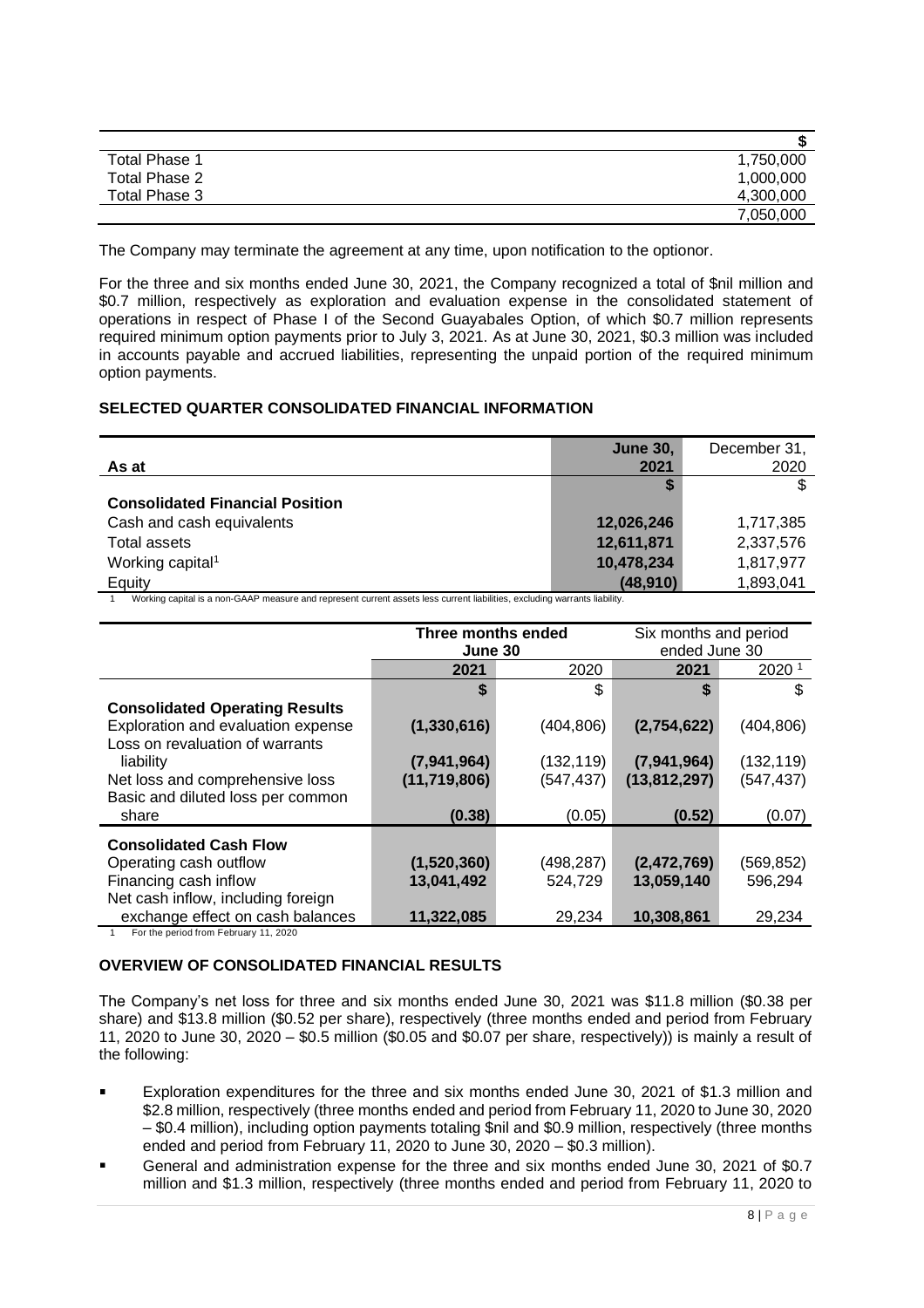| | $ |
|---|---|
| Total Phase 1 | 1,750,000 |
| Total Phase 2 | 1,000,000 |
| Total Phase 3 | 4,300,000 |
| | 7,050,000 |

The Company may terminate the agreement at any time, upon notification to the optionor.

For the three and six months ended June 30, 2021, the Company recognized a total of $nil million and $0.7 million, respectively as exploration and evaluation expense in the consolidated statement of operations in respect of Phase I of the Second Guayabales Option, of which $0.7 million represents required minimum option payments prior to July 3, 2021. As at June 30, 2021, $0.3 million was included in accounts payable and accrued liabilities, representing the unpaid portion of the required minimum option payments.

## SELECTED QUARTER CONSOLIDATED FINANCIAL INFORMATION

| As at | **June 30, 2021** | December 31, 2020 |
|---|---|---|
| | **$** | $ |
| **Consolidated Financial Position** | | |
| Cash and cash equivalents | **12,026,246** | 1,717,385 |
| Total assets | **12,611,871** | 2,337,576 |
| Working capital[1] | **10,478,234** | 1,817,977 |
| Equity | **(48,910)** | 1,893,041 |

1 Working capital is a non-GAAP measure and represent current assets less current liabilities, excluding warrants liability.

| | **Three months ended June 30** | | Six months and period ended June 30 | |
|---|---|---|---|---|
| | **2021** | 2020 | **2021** | 2020[1] |
| | **$** | $ | **$** | $ |
| **Consolidated Operating Results** | | | | |
| Exploration and evaluation expense | **(1,330,616)** | (404,806) | **(2,754,622)** | (404,806) |
| Loss on revaluation of warrants liability | **(7,941,964)** | (132,119) | **(7,941,964)** | (132,119) |
| Net loss and comprehensive loss | **(11,719,806)** | (547,437) | **(13,812,297)** | (547,437) |
| Basic and diluted loss per common share | **(0.38)** | (0.05) | **(0.52)** | (0.07) |
| **Consolidated Cash Flow** | | | | |
| Operating cash outflow | **(1,520,360)** | (498,287) | **(2,472,769)** | (569,852) |
| Financing cash inflow | **13,041,492** | 524,729 | **13,059,140** | 596,294 |
| Net cash inflow, including foreign exchange effect on cash balances | **11,322,085** | 29,234 | **10,308,861** | 29,234 |

1 For the period from February 11, 2020

## OVERVIEW OF CONSOLIDATED FINANCIAL RESULTS

The Company's net loss for three and six months ended June 30, 2021 was $11.8 million ($0.38 per share) and $13.8 million ($0.52 per share), respectively (three months ended and period from February 11, 2020 to June 30, 2020 – $0.5 million ($0.05 and $0.07 per share, respectively)) is mainly a result of the following:

- Exploration expenditures for the three and six months ended June 30, 2021 of $1.3 million and $2.8 million, respectively (three months ended and period from February 11, 2020 to June 30, 2020 – $0.4 million), including option payments totaling $nil and $0.9 million, respectively (three months ended and period from February 11, 2020 to June 30, 2020 – $0.3 million).
- General and administration expense for the three and six months ended June 30, 2021 of $0.7 million and $1.3 million, respectively (three months ended and period from February 11, 2020 to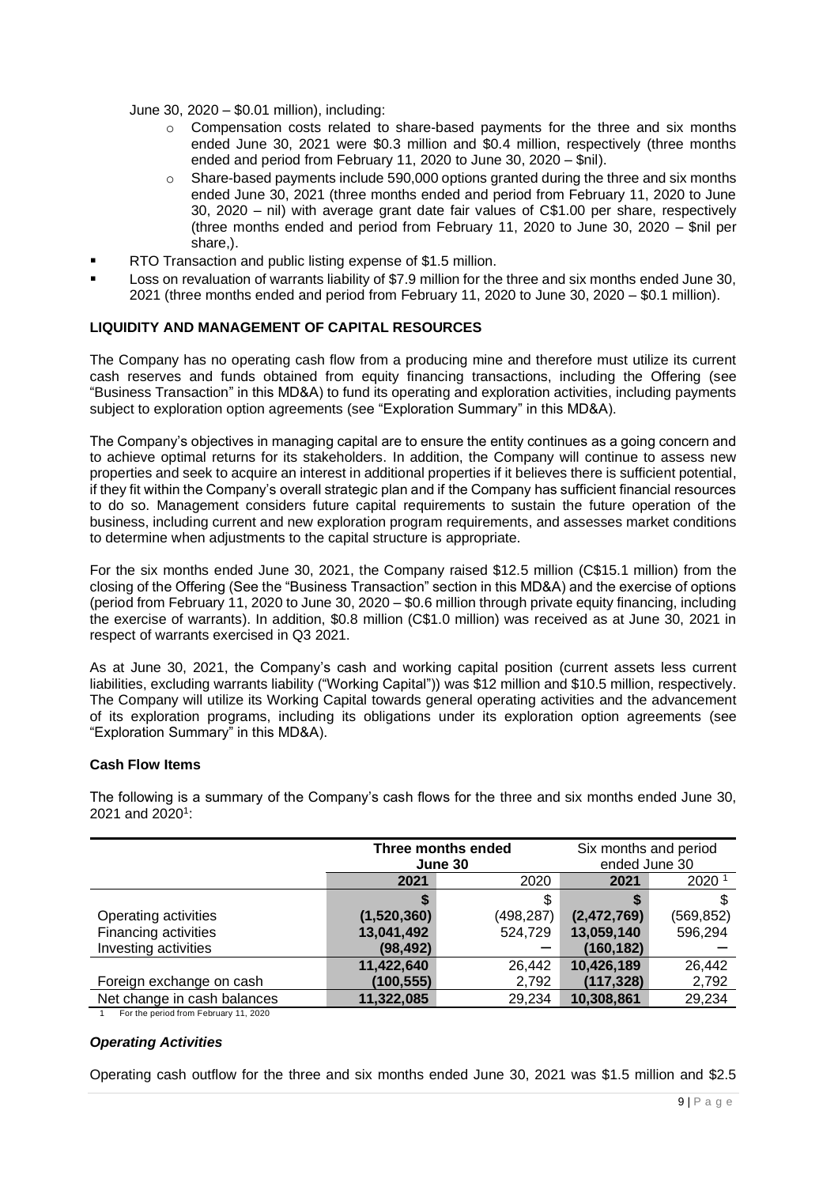June 30, 2020 – $0.01 million), including:

  - Compensation costs related to share-based payments for the three and six months ended June 30, 2021 were $0.3 million and $0.4 million, respectively (three months ended and period from February 11, 2020 to June 30, 2020 – $nil).
  - Share-based payments include 590,000 options granted during the three and six months ended June 30, 2021 (three months ended and period from February 11, 2020 to June 30, 2020 – nil) with average grant date fair values of C$1.00 per share, respectively (three months ended and period from February 11, 2020 to June 30, 2020 – $nil per share,).

- RTO Transaction and public listing expense of $1.5 million.
- Loss on revaluation of warrants liability of $7.9 million for the three and six months ended June 30, 2021 (three months ended and period from February 11, 2020 to June 30, 2020 – $0.1 million).

## LIQUIDITY AND MANAGEMENT OF CAPITAL RESOURCES

The Company has no operating cash flow from a producing mine and therefore must utilize its current cash reserves and funds obtained from equity financing transactions, including the Offering (see "Business Transaction" in this MD&A) to fund its operating and exploration activities, including payments subject to exploration option agreements (see "Exploration Summary" in this MD&A).

The Company's objectives in managing capital are to ensure the entity continues as a going concern and to achieve optimal returns for its stakeholders. In addition, the Company will continue to assess new properties and seek to acquire an interest in additional properties if it believes there is sufficient potential, if they fit within the Company's overall strategic plan and if the Company has sufficient financial resources to do so. Management considers future capital requirements to sustain the future operation of the business, including current and new exploration program requirements, and assesses market conditions to determine when adjustments to the capital structure is appropriate.

For the six months ended June 30, 2021, the Company raised $12.5 million (C$15.1 million) from the closing of the Offering (See the "Business Transaction" section in this MD&A) and the exercise of options (period from February 11, 2020 to June 30, 2020 – $0.6 million through private equity financing, including the exercise of warrants). In addition, $0.8 million (C$1.0 million) was received as at June 30, 2021 in respect of warrants exercised in Q3 2021.

As at June 30, 2021, the Company's cash and working capital position (current assets less current liabilities, excluding warrants liability ("Working Capital")) was $12 million and $10.5 million, respectively. The Company will utilize its Working Capital towards general operating activities and the advancement of its exploration programs, including its obligations under its exploration option agreements (see "Exploration Summary" in this MD&A).

### Cash Flow Items

The following is a summary of the Company's cash flows for the three and six months ended June 30, 2021 and 2020[1]:

| | **Three months ended June 30** | | Six months and period ended June 30 | |
|---|---|---|---|---|
| | **2021** | 2020 | **2021** | 2020 [1] |
| | **$** | $ | **$** | $ |
| Operating activities | **(1,520,360)** | (498,287) | **(2,472,769)** | (569,852) |
| Financing activities | **13,041,492** | 524,729 | **13,059,140** | 596,294 |
| Investing activities | **(98,492)** | – | **(160,182)** | – |
| | **11,422,640** | 26,442 | **10,426,189** | 26,442 |
| Foreign exchange on cash | **(100,555)** | 2,792 | **(117,328)** | 2,792 |
| Net change in cash balances | **11,322,085** | 29,234 | **10,308,861** | 29,234 |

1 For the period from February 11, 2020

### *Operating Activities*

Operating cash outflow for the three and six months ended June 30, 2021 was $1.5 million and $2.5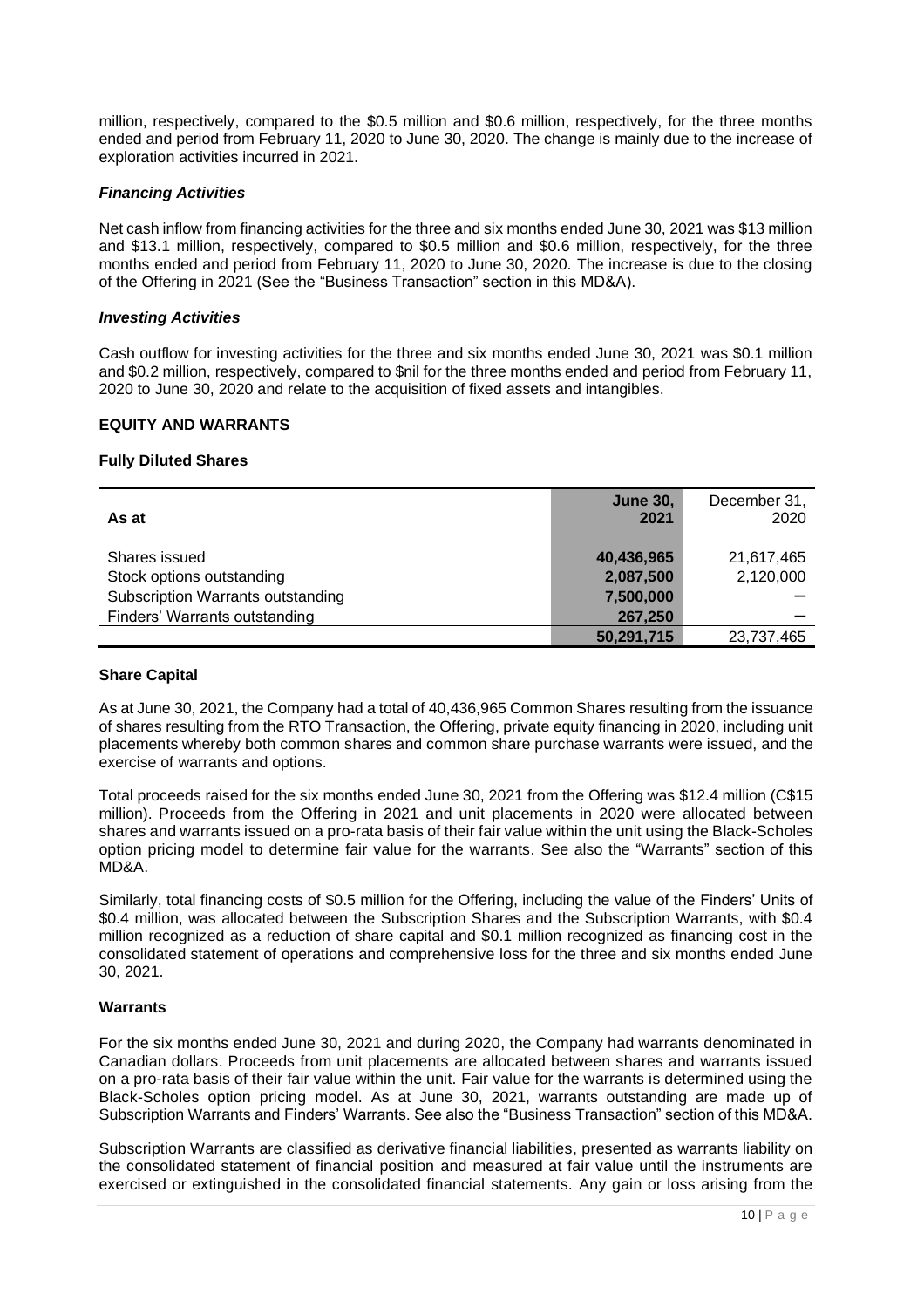million, respectively, compared to the $0.5 million and $0.6 million, respectively, for the three months ended and period from February 11, 2020 to June 30, 2020. The change is mainly due to the increase of exploration activities incurred in 2021.

### *Financing Activities*

Net cash inflow from financing activities for the three and six months ended June 30, 2021 was $13 million and $13.1 million, respectively, compared to $0.5 million and $0.6 million, respectively, for the three months ended and period from February 11, 2020 to June 30, 2020. The increase is due to the closing of the Offering in 2021 (See the "Business Transaction" section in this MD&A).

### *Investing Activities*

Cash outflow for investing activities for the three and six months ended June 30, 2021 was $0.1 million and $0.2 million, respectively, compared to $nil for the three months ended and period from February 11, 2020 to June 30, 2020 and relate to the acquisition of fixed assets and intangibles.

## EQUITY AND WARRANTS

### Fully Diluted Shares

| As at | **June 30, 2021** | December 31, 2020 |
|---|---|---|
| Shares issued | **40,436,965** | 21,617,465 |
| Stock options outstanding | **2,087,500** | 2,120,000 |
| Subscription Warrants outstanding | **7,500,000** | – |
| Finders' Warrants outstanding | **267,250** | – |
| | **50,291,715** | 23,737,465 |

### Share Capital

As at June 30, 2021, the Company had a total of 40,436,965 Common Shares resulting from the issuance of shares resulting from the RTO Transaction, the Offering, private equity financing in 2020, including unit placements whereby both common shares and common share purchase warrants were issued, and the exercise of warrants and options.

Total proceeds raised for the six months ended June 30, 2021 from the Offering was $12.4 million (C$15 million). Proceeds from the Offering in 2021 and unit placements in 2020 were allocated between shares and warrants issued on a pro-rata basis of their fair value within the unit using the Black-Scholes option pricing model to determine fair value for the warrants. See also the "Warrants" section of this MD&A.

Similarly, total financing costs of $0.5 million for the Offering, including the value of the Finders' Units of $0.4 million, was allocated between the Subscription Shares and the Subscription Warrants, with $0.4 million recognized as a reduction of share capital and $0.1 million recognized as financing cost in the consolidated statement of operations and comprehensive loss for the three and six months ended June 30, 2021.

### Warrants

For the six months ended June 30, 2021 and during 2020, the Company had warrants denominated in Canadian dollars. Proceeds from unit placements are allocated between shares and warrants issued on a pro-rata basis of their fair value within the unit. Fair value for the warrants is determined using the Black-Scholes option pricing model. As at June 30, 2021, warrants outstanding are made up of Subscription Warrants and Finders' Warrants. See also the "Business Transaction" section of this MD&A.

Subscription Warrants are classified as derivative financial liabilities, presented as warrants liability on the consolidated statement of financial position and measured at fair value until the instruments are exercised or extinguished in the consolidated financial statements. Any gain or loss arising from the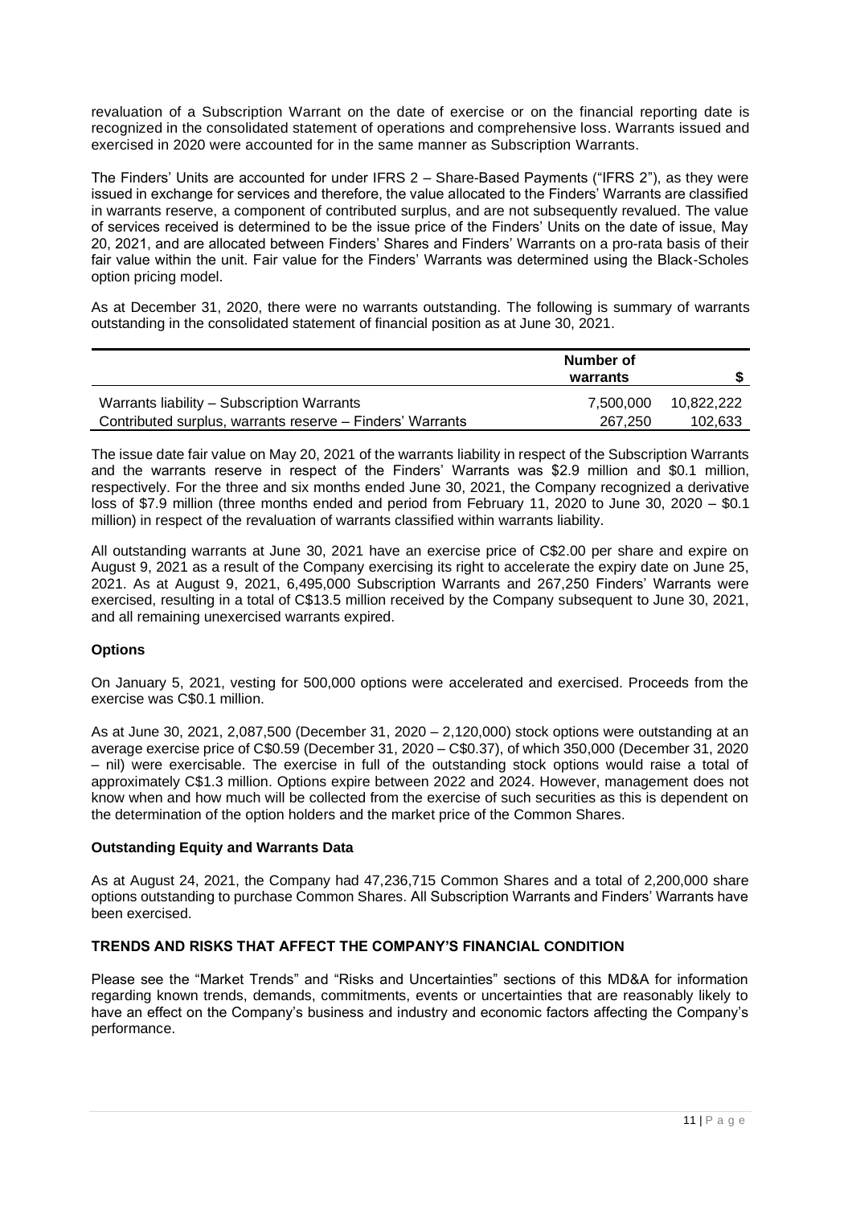revaluation of a Subscription Warrant on the date of exercise or on the financial reporting date is recognized in the consolidated statement of operations and comprehensive loss. Warrants issued and exercised in 2020 were accounted for in the same manner as Subscription Warrants.

The Finders' Units are accounted for under IFRS 2 – Share-Based Payments ("IFRS 2"), as they were issued in exchange for services and therefore, the value allocated to the Finders' Warrants are classified in warrants reserve, a component of contributed surplus, and are not subsequently revalued. The value of services received is determined to be the issue price of the Finders' Units on the date of issue, May 20, 2021, and are allocated between Finders' Shares and Finders' Warrants on a pro-rata basis of their fair value within the unit. Fair value for the Finders' Warrants was determined using the Black-Scholes option pricing model.

As at December 31, 2020, there were no warrants outstanding. The following is summary of warrants outstanding in the consolidated statement of financial position as at June 30, 2021.

| | Number of warrants | $ |
|---|---|---|
| Warrants liability – Subscription Warrants | 7,500,000 | 10,822,222 |
| Contributed surplus, warrants reserve – Finders' Warrants | 267,250 | 102,633 |

The issue date fair value on May 20, 2021 of the warrants liability in respect of the Subscription Warrants and the warrants reserve in respect of the Finders' Warrants was $2.9 million and $0.1 million, respectively. For the three and six months ended June 30, 2021, the Company recognized a derivative loss of $7.9 million (three months ended and period from February 11, 2020 to June 30, 2020 – $0.1 million) in respect of the revaluation of warrants classified within warrants liability.

All outstanding warrants at June 30, 2021 have an exercise price of C$2.00 per share and expire on August 9, 2021 as a result of the Company exercising its right to accelerate the expiry date on June 25, 2021. As at August 9, 2021, 6,495,000 Subscription Warrants and 267,250 Finders' Warrants were exercised, resulting in a total of C$13.5 million received by the Company subsequent to June 30, 2021, and all remaining unexercised warrants expired.

### Options

On January 5, 2021, vesting for 500,000 options were accelerated and exercised. Proceeds from the exercise was C$0.1 million.

As at June 30, 2021, 2,087,500 (December 31, 2020 – 2,120,000) stock options were outstanding at an average exercise price of C$0.59 (December 31, 2020 – C$0.37), of which 350,000 (December 31, 2020 – nil) were exercisable. The exercise in full of the outstanding stock options would raise a total of approximately C$1.3 million. Options expire between 2022 and 2024. However, management does not know when and how much will be collected from the exercise of such securities as this is dependent on the determination of the option holders and the market price of the Common Shares.

### Outstanding Equity and Warrants Data

As at August 24, 2021, the Company had 47,236,715 Common Shares and a total of 2,200,000 share options outstanding to purchase Common Shares. All Subscription Warrants and Finders' Warrants have been exercised.

## TRENDS AND RISKS THAT AFFECT THE COMPANY'S FINANCIAL CONDITION

Please see the "Market Trends" and "Risks and Uncertainties" sections of this MD&A for information regarding known trends, demands, commitments, events or uncertainties that are reasonably likely to have an effect on the Company's business and industry and economic factors affecting the Company's performance.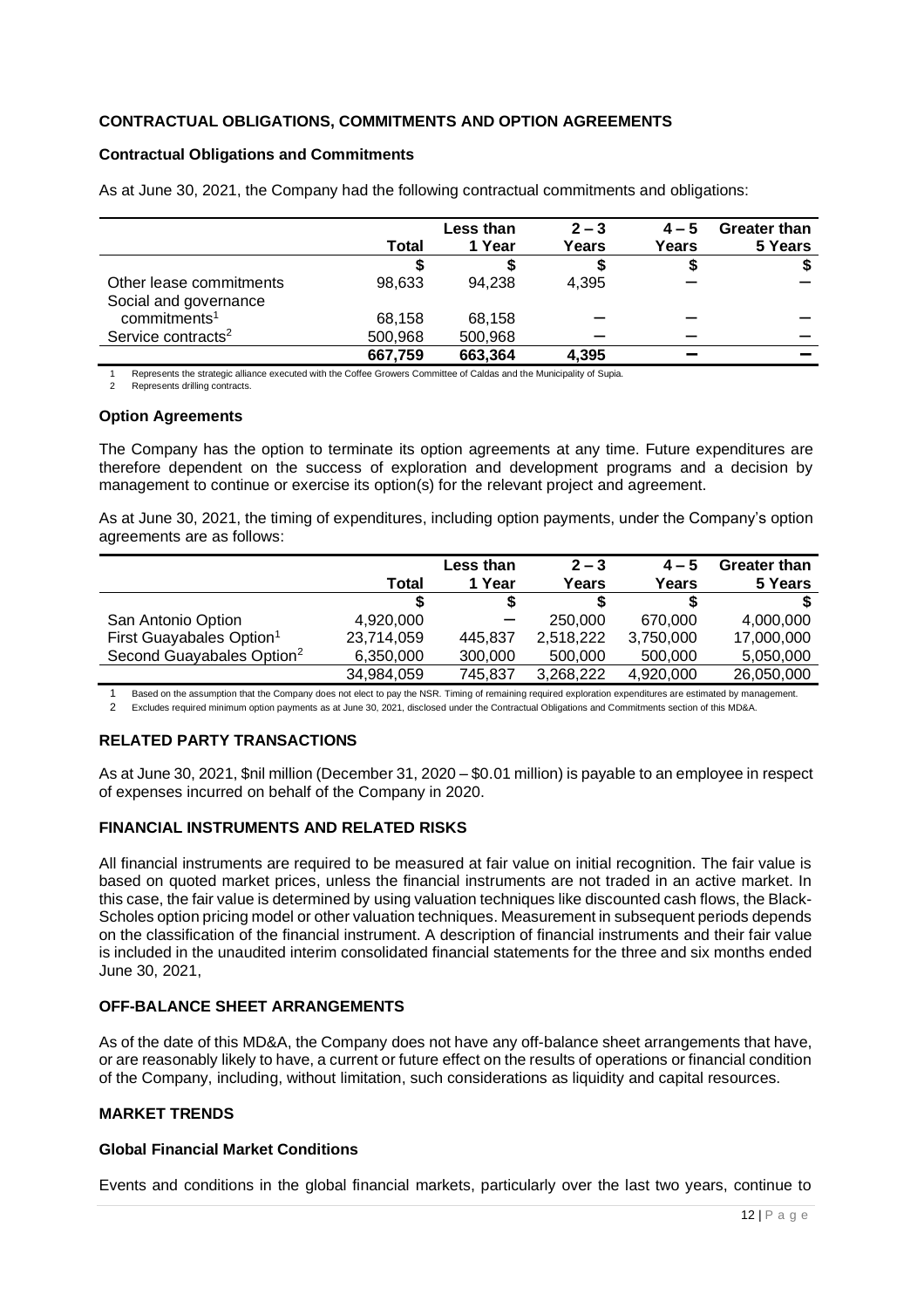## CONTRACTUAL OBLIGATIONS, COMMITMENTS AND OPTION AGREEMENTS

### Contractual Obligations and Commitments

As at June 30, 2021, the Company had the following contractual commitments and obligations:

| | Total | Less than 1 Year | 2 – 3 Years | 4 – 5 Years | Greater than 5 Years |
|---|---|---|---|---|---|
| | $ | $ | $ | $ | $ |
| Other lease commitments | 98,633 | 94,238 | 4,395 | – | – |
| Social and governance commitments[1] | 68,158 | 68,158 | – | – | – |
| Service contracts[2] | 500,968 | 500,968 | – | – | – |
| | **667,759** | **663,364** | **4,395** | **–** | **–** |

1 Represents the strategic alliance executed with the Coffee Growers Committee of Caldas and the Municipality of Supia.
2 Represents drilling contracts.

### Option Agreements

The Company has the option to terminate its option agreements at any time. Future expenditures are therefore dependent on the success of exploration and development programs and a decision by management to continue or exercise its option(s) for the relevant project and agreement.

As at June 30, 2021, the timing of expenditures, including option payments, under the Company's option agreements are as follows:

| | Total | Less than 1 Year | 2 – 3 Years | 4 – 5 Years | Greater than 5 Years |
|---|---|---|---|---|---|
| | $ | $ | $ | $ | $ |
| San Antonio Option | 4,920,000 | – | 250,000 | 670,000 | 4,000,000 |
| First Guayabales Option[1] | 23,714,059 | 445,837 | 2,518,222 | 3,750,000 | 17,000,000 |
| Second Guayabales Option[2] | 6,350,000 | 300,000 | 500,000 | 500,000 | 5,050,000 |
| | 34,984,059 | 745,837 | 3,268,222 | 4,920,000 | 26,050,000 |

1 Based on the assumption that the Company does not elect to pay the NSR. Timing of remaining required exploration expenditures are estimated by management.
2 Excludes required minimum option payments as at June 30, 2021, disclosed under the Contractual Obligations and Commitments section of this MD&A.

## RELATED PARTY TRANSACTIONS

As at June 30, 2021, $nil million (December 31, 2020 – $0.01 million) is payable to an employee in respect of expenses incurred on behalf of the Company in 2020.

## FINANCIAL INSTRUMENTS AND RELATED RISKS

All financial instruments are required to be measured at fair value on initial recognition. The fair value is based on quoted market prices, unless the financial instruments are not traded in an active market. In this case, the fair value is determined by using valuation techniques like discounted cash flows, the Black-Scholes option pricing model or other valuation techniques. Measurement in subsequent periods depends on the classification of the financial instrument. A description of financial instruments and their fair value is included in the unaudited interim consolidated financial statements for the three and six months ended June 30, 2021,

## OFF-BALANCE SHEET ARRANGEMENTS

As of the date of this MD&A, the Company does not have any off-balance sheet arrangements that have, or are reasonably likely to have, a current or future effect on the results of operations or financial condition of the Company, including, without limitation, such considerations as liquidity and capital resources.

## MARKET TRENDS

### Global Financial Market Conditions

Events and conditions in the global financial markets, particularly over the last two years, continue to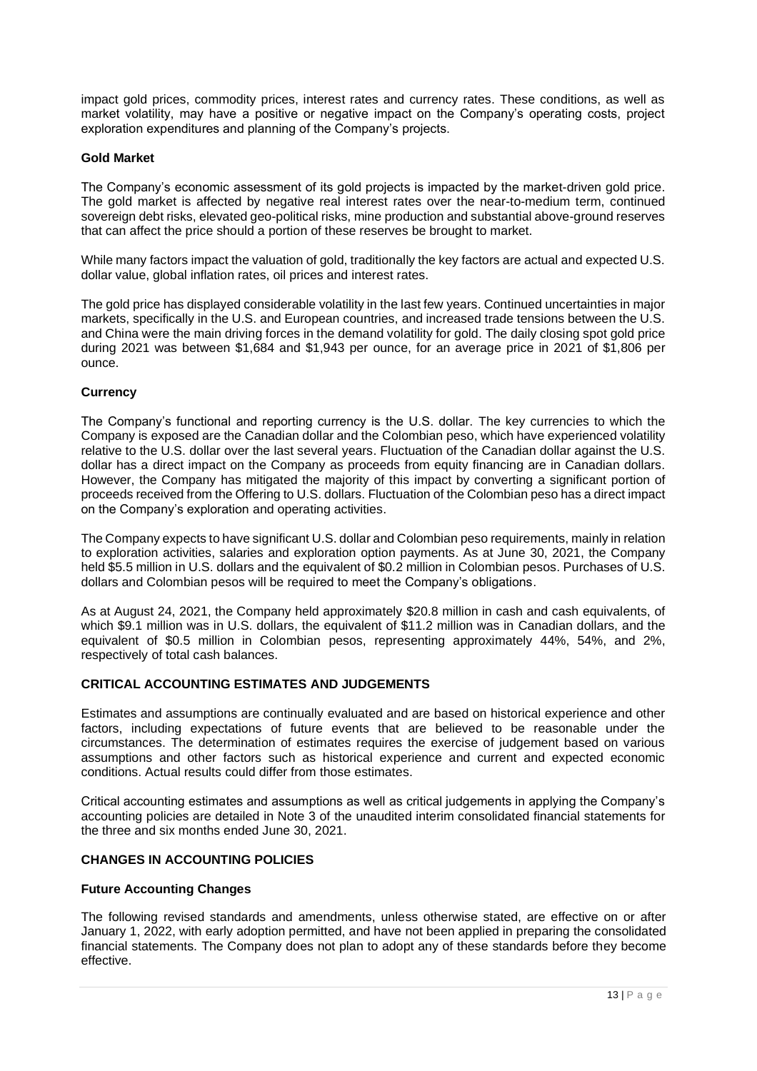impact gold prices, commodity prices, interest rates and currency rates. These conditions, as well as market volatility, may have a positive or negative impact on the Company's operating costs, project exploration expenditures and planning of the Company's projects.

### Gold Market

The Company's economic assessment of its gold projects is impacted by the market-driven gold price. The gold market is affected by negative real interest rates over the near-to-medium term, continued sovereign debt risks, elevated geo-political risks, mine production and substantial above-ground reserves that can affect the price should a portion of these reserves be brought to market.

While many factors impact the valuation of gold, traditionally the key factors are actual and expected U.S. dollar value, global inflation rates, oil prices and interest rates.

The gold price has displayed considerable volatility in the last few years. Continued uncertainties in major markets, specifically in the U.S. and European countries, and increased trade tensions between the U.S. and China were the main driving forces in the demand volatility for gold. The daily closing spot gold price during 2021 was between $1,684 and $1,943 per ounce, for an average price in 2021 of $1,806 per ounce.

### Currency

The Company's functional and reporting currency is the U.S. dollar. The key currencies to which the Company is exposed are the Canadian dollar and the Colombian peso, which have experienced volatility relative to the U.S. dollar over the last several years. Fluctuation of the Canadian dollar against the U.S. dollar has a direct impact on the Company as proceeds from equity financing are in Canadian dollars. However, the Company has mitigated the majority of this impact by converting a significant portion of proceeds received from the Offering to U.S. dollars. Fluctuation of the Colombian peso has a direct impact on the Company's exploration and operating activities.

The Company expects to have significant U.S. dollar and Colombian peso requirements, mainly in relation to exploration activities, salaries and exploration option payments. As at June 30, 2021, the Company held $5.5 million in U.S. dollars and the equivalent of $0.2 million in Colombian pesos. Purchases of U.S. dollars and Colombian pesos will be required to meet the Company's obligations.

As at August 24, 2021, the Company held approximately $20.8 million in cash and cash equivalents, of which $9.1 million was in U.S. dollars, the equivalent of $11.2 million was in Canadian dollars, and the equivalent of $0.5 million in Colombian pesos, representing approximately 44%, 54%, and 2%, respectively of total cash balances.

## CRITICAL ACCOUNTING ESTIMATES AND JUDGEMENTS

Estimates and assumptions are continually evaluated and are based on historical experience and other factors, including expectations of future events that are believed to be reasonable under the circumstances. The determination of estimates requires the exercise of judgement based on various assumptions and other factors such as historical experience and current and expected economic conditions. Actual results could differ from those estimates.

Critical accounting estimates and assumptions as well as critical judgements in applying the Company's accounting policies are detailed in Note 3 of the unaudited interim consolidated financial statements for the three and six months ended June 30, 2021.

## CHANGES IN ACCOUNTING POLICIES

### Future Accounting Changes

The following revised standards and amendments, unless otherwise stated, are effective on or after January 1, 2022, with early adoption permitted, and have not been applied in preparing the consolidated financial statements. The Company does not plan to adopt any of these standards before they become effective.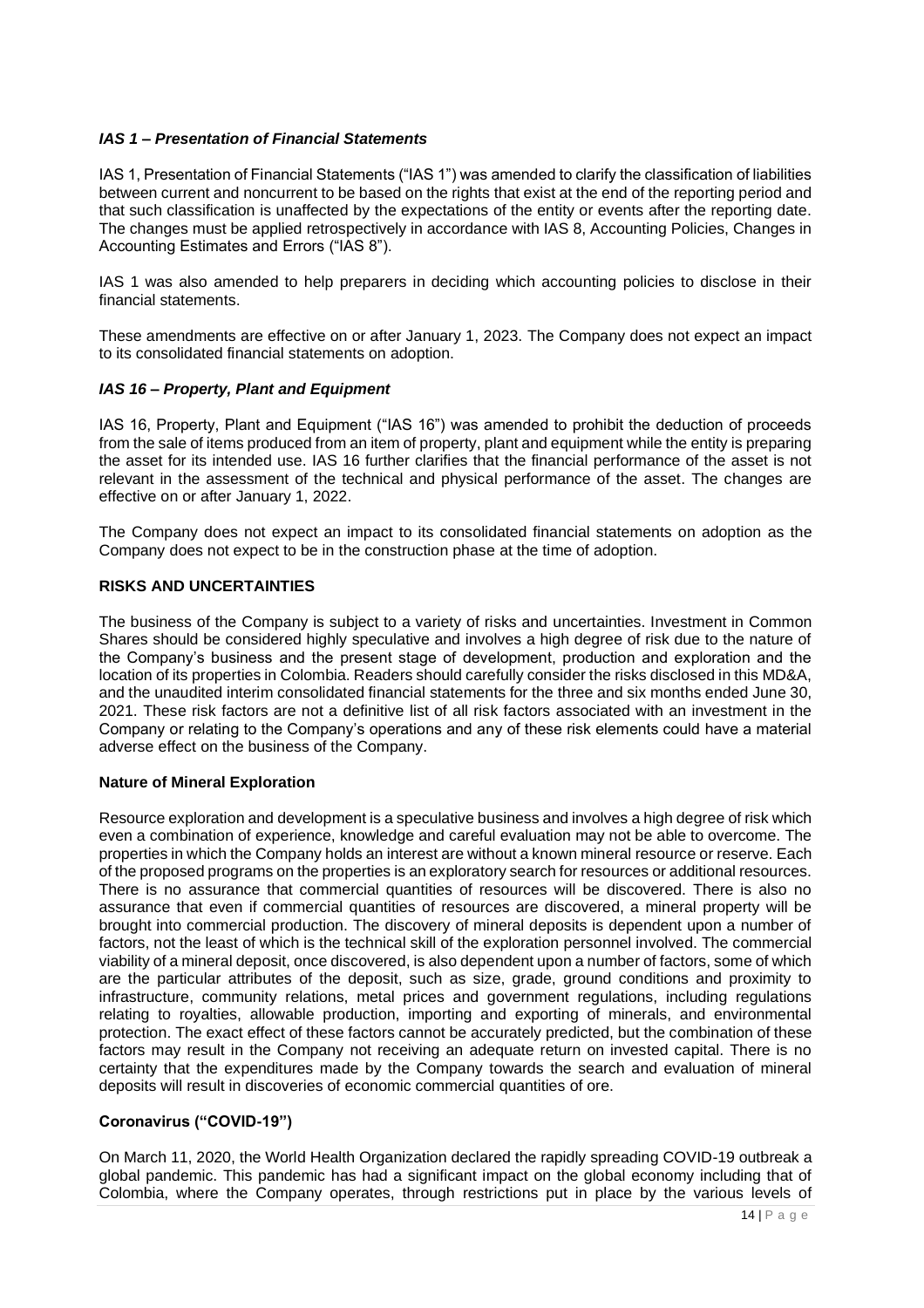### *IAS 1 – Presentation of Financial Statements*

IAS 1, Presentation of Financial Statements ("IAS 1") was amended to clarify the classification of liabilities between current and noncurrent to be based on the rights that exist at the end of the reporting period and that such classification is unaffected by the expectations of the entity or events after the reporting date. The changes must be applied retrospectively in accordance with IAS 8, Accounting Policies, Changes in Accounting Estimates and Errors ("IAS 8").

IAS 1 was also amended to help preparers in deciding which accounting policies to disclose in their financial statements.

These amendments are effective on or after January 1, 2023. The Company does not expect an impact to its consolidated financial statements on adoption.

### *IAS 16 – Property, Plant and Equipment*

IAS 16, Property, Plant and Equipment ("IAS 16") was amended to prohibit the deduction of proceeds from the sale of items produced from an item of property, plant and equipment while the entity is preparing the asset for its intended use. IAS 16 further clarifies that the financial performance of the asset is not relevant in the assessment of the technical and physical performance of the asset. The changes are effective on or after January 1, 2022.

The Company does not expect an impact to its consolidated financial statements on adoption as the Company does not expect to be in the construction phase at the time of adoption.

## RISKS AND UNCERTAINTIES

The business of the Company is subject to a variety of risks and uncertainties. Investment in Common Shares should be considered highly speculative and involves a high degree of risk due to the nature of the Company's business and the present stage of development, production and exploration and the location of its properties in Colombia. Readers should carefully consider the risks disclosed in this MD&A, and the unaudited interim consolidated financial statements for the three and six months ended June 30, 2021. These risk factors are not a definitive list of all risk factors associated with an investment in the Company or relating to the Company's operations and any of these risk elements could have a material adverse effect on the business of the Company.

### Nature of Mineral Exploration

Resource exploration and development is a speculative business and involves a high degree of risk which even a combination of experience, knowledge and careful evaluation may not be able to overcome. The properties in which the Company holds an interest are without a known mineral resource or reserve. Each of the proposed programs on the properties is an exploratory search for resources or additional resources. There is no assurance that commercial quantities of resources will be discovered. There is also no assurance that even if commercial quantities of resources are discovered, a mineral property will be brought into commercial production. The discovery of mineral deposits is dependent upon a number of factors, not the least of which is the technical skill of the exploration personnel involved. The commercial viability of a mineral deposit, once discovered, is also dependent upon a number of factors, some of which are the particular attributes of the deposit, such as size, grade, ground conditions and proximity to infrastructure, community relations, metal prices and government regulations, including regulations relating to royalties, allowable production, importing and exporting of minerals, and environmental protection. The exact effect of these factors cannot be accurately predicted, but the combination of these factors may result in the Company not receiving an adequate return on invested capital. There is no certainty that the expenditures made by the Company towards the search and evaluation of mineral deposits will result in discoveries of economic commercial quantities of ore.

### Coronavirus ("COVID-19")

On March 11, 2020, the World Health Organization declared the rapidly spreading COVID-19 outbreak a global pandemic. This pandemic has had a significant impact on the global economy including that of Colombia, where the Company operates, through restrictions put in place by the various levels of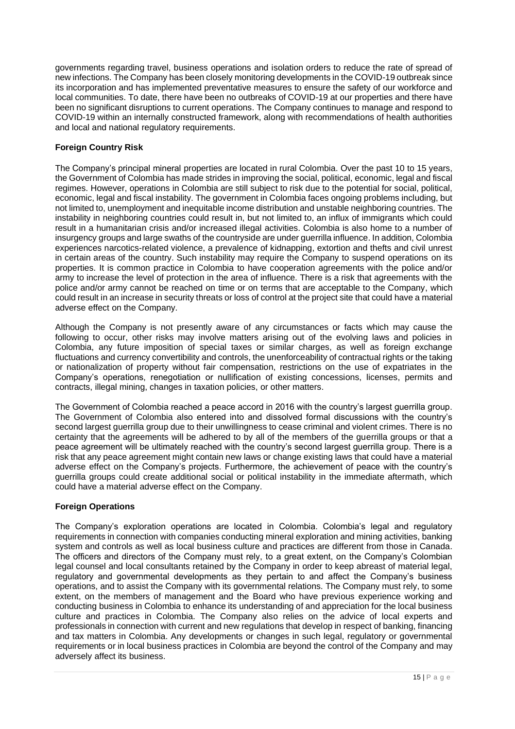governments regarding travel, business operations and isolation orders to reduce the rate of spread of new infections. The Company has been closely monitoring developments in the COVID-19 outbreak since its incorporation and has implemented preventative measures to ensure the safety of our workforce and local communities. To date, there have been no outbreaks of COVID-19 at our properties and there have been no significant disruptions to current operations. The Company continues to manage and respond to COVID-19 within an internally constructed framework, along with recommendations of health authorities and local and national regulatory requirements.

**Foreign Country Risk**

The Company's principal mineral properties are located in rural Colombia. Over the past 10 to 15 years, the Government of Colombia has made strides in improving the social, political, economic, legal and fiscal regimes. However, operations in Colombia are still subject to risk due to the potential for social, political, economic, legal and fiscal instability. The government in Colombia faces ongoing problems including, but not limited to, unemployment and inequitable income distribution and unstable neighboring countries. The instability in neighboring countries could result in, but not limited to, an influx of immigrants which could result in a humanitarian crisis and/or increased illegal activities. Colombia is also home to a number of insurgency groups and large swaths of the countryside are under guerrilla influence. In addition, Colombia experiences narcotics-related violence, a prevalence of kidnapping, extortion and thefts and civil unrest in certain areas of the country. Such instability may require the Company to suspend operations on its properties. It is common practice in Colombia to have cooperation agreements with the police and/or army to increase the level of protection in the area of influence. There is a risk that agreements with the police and/or army cannot be reached on time or on terms that are acceptable to the Company, which could result in an increase in security threats or loss of control at the project site that could have a material adverse effect on the Company.

Although the Company is not presently aware of any circumstances or facts which may cause the following to occur, other risks may involve matters arising out of the evolving laws and policies in Colombia, any future imposition of special taxes or similar charges, as well as foreign exchange fluctuations and currency convertibility and controls, the unenforceability of contractual rights or the taking or nationalization of property without fair compensation, restrictions on the use of expatriates in the Company's operations, renegotiation or nullification of existing concessions, licenses, permits and contracts, illegal mining, changes in taxation policies, or other matters.

The Government of Colombia reached a peace accord in 2016 with the country's largest guerrilla group. The Government of Colombia also entered into and dissolved formal discussions with the country's second largest guerrilla group due to their unwillingness to cease criminal and violent crimes. There is no certainty that the agreements will be adhered to by all of the members of the guerrilla groups or that a peace agreement will be ultimately reached with the country's second largest guerrilla group. There is a risk that any peace agreement might contain new laws or change existing laws that could have a material adverse effect on the Company's projects. Furthermore, the achievement of peace with the country's guerrilla groups could create additional social or political instability in the immediate aftermath, which could have a material adverse effect on the Company.

**Foreign Operations**

The Company's exploration operations are located in Colombia. Colombia's legal and regulatory requirements in connection with companies conducting mineral exploration and mining activities, banking system and controls as well as local business culture and practices are different from those in Canada. The officers and directors of the Company must rely, to a great extent, on the Company's Colombian legal counsel and local consultants retained by the Company in order to keep abreast of material legal, regulatory and governmental developments as they pertain to and affect the Company's business operations, and to assist the Company with its governmental relations. The Company must rely, to some extent, on the members of management and the Board who have previous experience working and conducting business in Colombia to enhance its understanding of and appreciation for the local business culture and practices in Colombia. The Company also relies on the advice of local experts and professionals in connection with current and new regulations that develop in respect of banking, financing and tax matters in Colombia. Any developments or changes in such legal, regulatory or governmental requirements or in local business practices in Colombia are beyond the control of the Company and may adversely affect its business.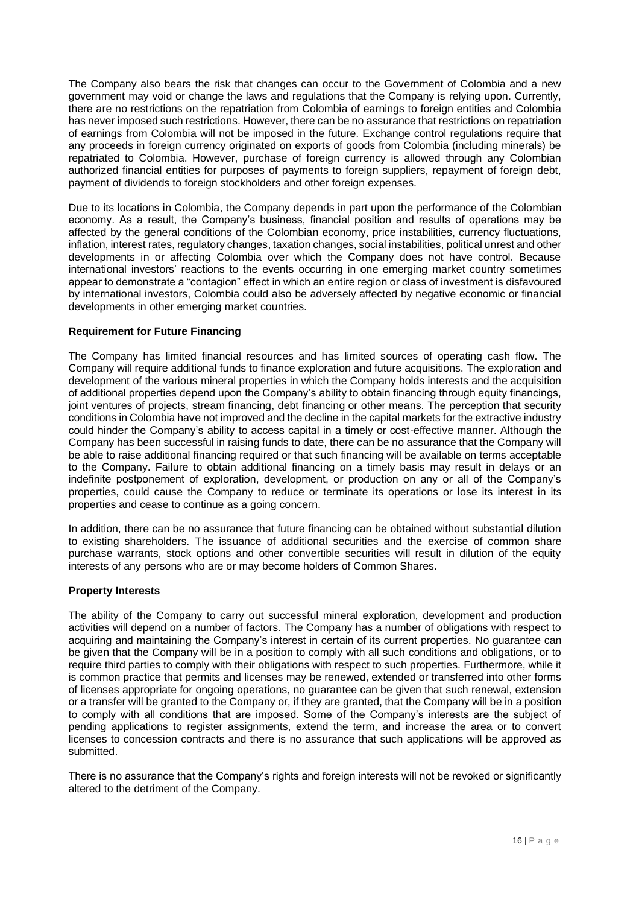The Company also bears the risk that changes can occur to the Government of Colombia and a new government may void or change the laws and regulations that the Company is relying upon. Currently, there are no restrictions on the repatriation from Colombia of earnings to foreign entities and Colombia has never imposed such restrictions. However, there can be no assurance that restrictions on repatriation of earnings from Colombia will not be imposed in the future. Exchange control regulations require that any proceeds in foreign currency originated on exports of goods from Colombia (including minerals) be repatriated to Colombia. However, purchase of foreign currency is allowed through any Colombian authorized financial entities for purposes of payments to foreign suppliers, repayment of foreign debt, payment of dividends to foreign stockholders and other foreign expenses.

Due to its locations in Colombia, the Company depends in part upon the performance of the Colombian economy. As a result, the Company's business, financial position and results of operations may be affected by the general conditions of the Colombian economy, price instabilities, currency fluctuations, inflation, interest rates, regulatory changes, taxation changes, social instabilities, political unrest and other developments in or affecting Colombia over which the Company does not have control. Because international investors' reactions to the events occurring in one emerging market country sometimes appear to demonstrate a "contagion" effect in which an entire region or class of investment is disfavoured by international investors, Colombia could also be adversely affected by negative economic or financial developments in other emerging market countries.

**Requirement for Future Financing**

The Company has limited financial resources and has limited sources of operating cash flow. The Company will require additional funds to finance exploration and future acquisitions. The exploration and development of the various mineral properties in which the Company holds interests and the acquisition of additional properties depend upon the Company's ability to obtain financing through equity financings, joint ventures of projects, stream financing, debt financing or other means. The perception that security conditions in Colombia have not improved and the decline in the capital markets for the extractive industry could hinder the Company's ability to access capital in a timely or cost-effective manner. Although the Company has been successful in raising funds to date, there can be no assurance that the Company will be able to raise additional financing required or that such financing will be available on terms acceptable to the Company. Failure to obtain additional financing on a timely basis may result in delays or an indefinite postponement of exploration, development, or production on any or all of the Company's properties, could cause the Company to reduce or terminate its operations or lose its interest in its properties and cease to continue as a going concern.

In addition, there can be no assurance that future financing can be obtained without substantial dilution to existing shareholders. The issuance of additional securities and the exercise of common share purchase warrants, stock options and other convertible securities will result in dilution of the equity interests of any persons who are or may become holders of Common Shares.

**Property Interests**

The ability of the Company to carry out successful mineral exploration, development and production activities will depend on a number of factors. The Company has a number of obligations with respect to acquiring and maintaining the Company's interest in certain of its current properties. No guarantee can be given that the Company will be in a position to comply with all such conditions and obligations, or to require third parties to comply with their obligations with respect to such properties. Furthermore, while it is common practice that permits and licenses may be renewed, extended or transferred into other forms of licenses appropriate for ongoing operations, no guarantee can be given that such renewal, extension or a transfer will be granted to the Company or, if they are granted, that the Company will be in a position to comply with all conditions that are imposed. Some of the Company's interests are the subject of pending applications to register assignments, extend the term, and increase the area or to convert licenses to concession contracts and there is no assurance that such applications will be approved as submitted.

There is no assurance that the Company's rights and foreign interests will not be revoked or significantly altered to the detriment of the Company.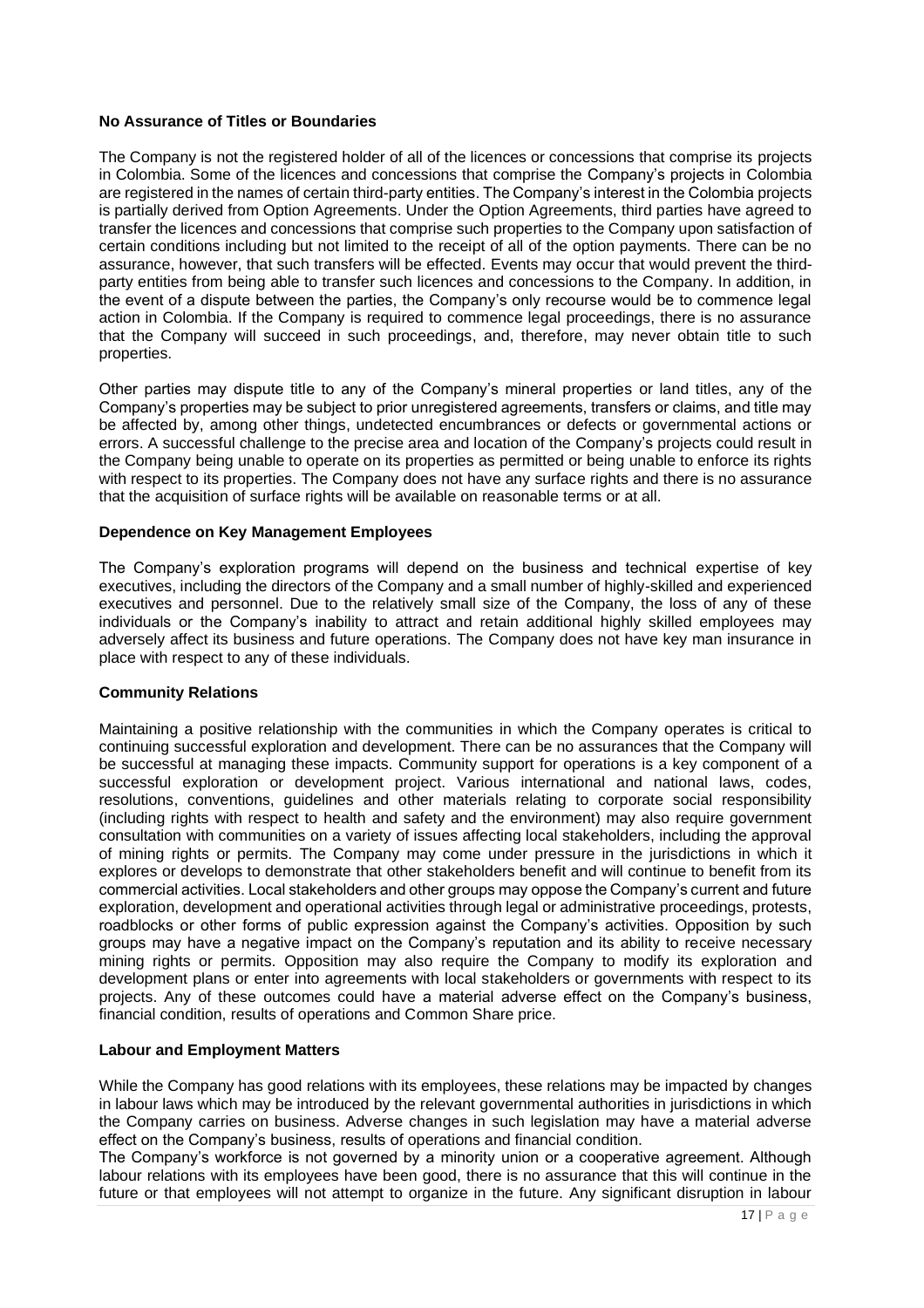**No Assurance of Titles or Boundaries**

The Company is not the registered holder of all of the licences or concessions that comprise its projects in Colombia. Some of the licences and concessions that comprise the Company's projects in Colombia are registered in the names of certain third-party entities. The Company's interest in the Colombia projects is partially derived from Option Agreements. Under the Option Agreements, third parties have agreed to transfer the licences and concessions that comprise such properties to the Company upon satisfaction of certain conditions including but not limited to the receipt of all of the option payments. There can be no assurance, however, that such transfers will be effected. Events may occur that would prevent the third-party entities from being able to transfer such licences and concessions to the Company. In addition, in the event of a dispute between the parties, the Company's only recourse would be to commence legal action in Colombia. If the Company is required to commence legal proceedings, there is no assurance that the Company will succeed in such proceedings, and, therefore, may never obtain title to such properties.

Other parties may dispute title to any of the Company's mineral properties or land titles, any of the Company's properties may be subject to prior unregistered agreements, transfers or claims, and title may be affected by, among other things, undetected encumbrances or defects or governmental actions or errors. A successful challenge to the precise area and location of the Company's projects could result in the Company being unable to operate on its properties as permitted or being unable to enforce its rights with respect to its properties. The Company does not have any surface rights and there is no assurance that the acquisition of surface rights will be available on reasonable terms or at all.

**Dependence on Key Management Employees**

The Company's exploration programs will depend on the business and technical expertise of key executives, including the directors of the Company and a small number of highly-skilled and experienced executives and personnel. Due to the relatively small size of the Company, the loss of any of these individuals or the Company's inability to attract and retain additional highly skilled employees may adversely affect its business and future operations. The Company does not have key man insurance in place with respect to any of these individuals.

**Community Relations**

Maintaining a positive relationship with the communities in which the Company operates is critical to continuing successful exploration and development. There can be no assurances that the Company will be successful at managing these impacts. Community support for operations is a key component of a successful exploration or development project. Various international and national laws, codes, resolutions, conventions, guidelines and other materials relating to corporate social responsibility (including rights with respect to health and safety and the environment) may also require government consultation with communities on a variety of issues affecting local stakeholders, including the approval of mining rights or permits. The Company may come under pressure in the jurisdictions in which it explores or develops to demonstrate that other stakeholders benefit and will continue to benefit from its commercial activities. Local stakeholders and other groups may oppose the Company's current and future exploration, development and operational activities through legal or administrative proceedings, protests, roadblocks or other forms of public expression against the Company's activities. Opposition by such groups may have a negative impact on the Company's reputation and its ability to receive necessary mining rights or permits. Opposition may also require the Company to modify its exploration and development plans or enter into agreements with local stakeholders or governments with respect to its projects. Any of these outcomes could have a material adverse effect on the Company's business, financial condition, results of operations and Common Share price.

**Labour and Employment Matters**

While the Company has good relations with its employees, these relations may be impacted by changes in labour laws which may be introduced by the relevant governmental authorities in jurisdictions in which the Company carries on business. Adverse changes in such legislation may have a material adverse effect on the Company's business, results of operations and financial condition.

The Company's workforce is not governed by a minority union or a cooperative agreement. Although labour relations with its employees have been good, there is no assurance that this will continue in the future or that employees will not attempt to organize in the future. Any significant disruption in labour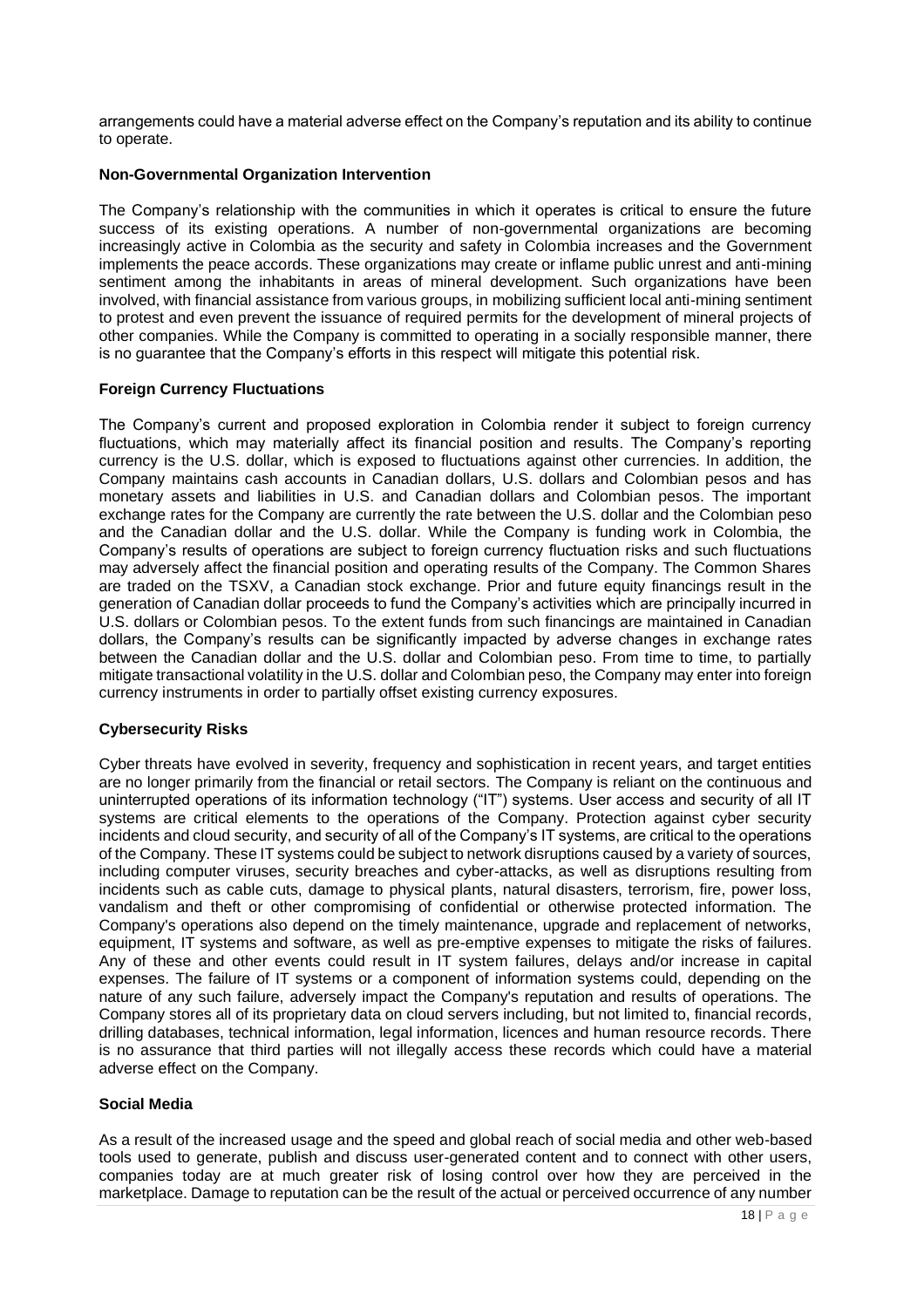arrangements could have a material adverse effect on the Company's reputation and its ability to continue to operate.

### Non-Governmental Organization Intervention

The Company's relationship with the communities in which it operates is critical to ensure the future success of its existing operations. A number of non-governmental organizations are becoming increasingly active in Colombia as the security and safety in Colombia increases and the Government implements the peace accords. These organizations may create or inflame public unrest and anti-mining sentiment among the inhabitants in areas of mineral development. Such organizations have been involved, with financial assistance from various groups, in mobilizing sufficient local anti-mining sentiment to protest and even prevent the issuance of required permits for the development of mineral projects of other companies. While the Company is committed to operating in a socially responsible manner, there is no guarantee that the Company's efforts in this respect will mitigate this potential risk.

### Foreign Currency Fluctuations

The Company's current and proposed exploration in Colombia render it subject to foreign currency fluctuations, which may materially affect its financial position and results. The Company's reporting currency is the U.S. dollar, which is exposed to fluctuations against other currencies. In addition, the Company maintains cash accounts in Canadian dollars, U.S. dollars and Colombian pesos and has monetary assets and liabilities in U.S. and Canadian dollars and Colombian pesos. The important exchange rates for the Company are currently the rate between the U.S. dollar and the Colombian peso and the Canadian dollar and the U.S. dollar. While the Company is funding work in Colombia, the Company's results of operations are subject to foreign currency fluctuation risks and such fluctuations may adversely affect the financial position and operating results of the Company. The Common Shares are traded on the TSXV, a Canadian stock exchange. Prior and future equity financings result in the generation of Canadian dollar proceeds to fund the Company's activities which are principally incurred in U.S. dollars or Colombian pesos. To the extent funds from such financings are maintained in Canadian dollars, the Company's results can be significantly impacted by adverse changes in exchange rates between the Canadian dollar and the U.S. dollar and Colombian peso. From time to time, to partially mitigate transactional volatility in the U.S. dollar and Colombian peso, the Company may enter into foreign currency instruments in order to partially offset existing currency exposures.

### Cybersecurity Risks

Cyber threats have evolved in severity, frequency and sophistication in recent years, and target entities are no longer primarily from the financial or retail sectors. The Company is reliant on the continuous and uninterrupted operations of its information technology ("IT") systems. User access and security of all IT systems are critical elements to the operations of the Company. Protection against cyber security incidents and cloud security, and security of all of the Company's IT systems, are critical to the operations of the Company. These IT systems could be subject to network disruptions caused by a variety of sources, including computer viruses, security breaches and cyber-attacks, as well as disruptions resulting from incidents such as cable cuts, damage to physical plants, natural disasters, terrorism, fire, power loss, vandalism and theft or other compromising of confidential or otherwise protected information. The Company's operations also depend on the timely maintenance, upgrade and replacement of networks, equipment, IT systems and software, as well as pre-emptive expenses to mitigate the risks of failures. Any of these and other events could result in IT system failures, delays and/or increase in capital expenses. The failure of IT systems or a component of information systems could, depending on the nature of any such failure, adversely impact the Company's reputation and results of operations. The Company stores all of its proprietary data on cloud servers including, but not limited to, financial records, drilling databases, technical information, legal information, licences and human resource records. There is no assurance that third parties will not illegally access these records which could have a material adverse effect on the Company.

### Social Media

As a result of the increased usage and the speed and global reach of social media and other web-based tools used to generate, publish and discuss user-generated content and to connect with other users, companies today are at much greater risk of losing control over how they are perceived in the marketplace. Damage to reputation can be the result of the actual or perceived occurrence of any number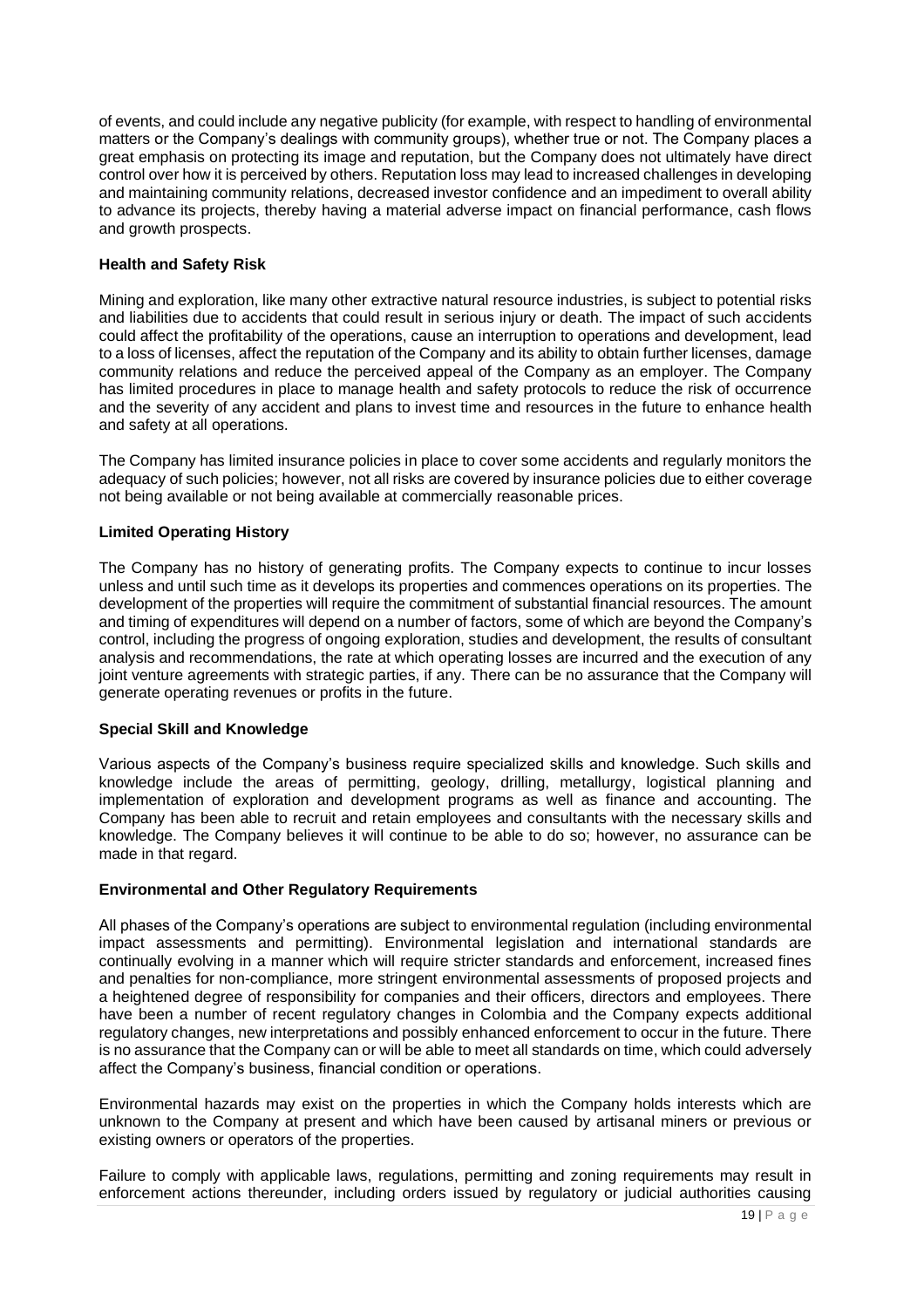of events, and could include any negative publicity (for example, with respect to handling of environmental matters or the Company's dealings with community groups), whether true or not. The Company places a great emphasis on protecting its image and reputation, but the Company does not ultimately have direct control over how it is perceived by others. Reputation loss may lead to increased challenges in developing and maintaining community relations, decreased investor confidence and an impediment to overall ability to advance its projects, thereby having a material adverse impact on financial performance, cash flows and growth prospects.

**Health and Safety Risk**

Mining and exploration, like many other extractive natural resource industries, is subject to potential risks and liabilities due to accidents that could result in serious injury or death. The impact of such accidents could affect the profitability of the operations, cause an interruption to operations and development, lead to a loss of licenses, affect the reputation of the Company and its ability to obtain further licenses, damage community relations and reduce the perceived appeal of the Company as an employer. The Company has limited procedures in place to manage health and safety protocols to reduce the risk of occurrence and the severity of any accident and plans to invest time and resources in the future to enhance health and safety at all operations.

The Company has limited insurance policies in place to cover some accidents and regularly monitors the adequacy of such policies; however, not all risks are covered by insurance policies due to either coverage not being available or not being available at commercially reasonable prices.

**Limited Operating History**

The Company has no history of generating profits. The Company expects to continue to incur losses unless and until such time as it develops its properties and commences operations on its properties. The development of the properties will require the commitment of substantial financial resources. The amount and timing of expenditures will depend on a number of factors, some of which are beyond the Company's control, including the progress of ongoing exploration, studies and development, the results of consultant analysis and recommendations, the rate at which operating losses are incurred and the execution of any joint venture agreements with strategic parties, if any. There can be no assurance that the Company will generate operating revenues or profits in the future.

**Special Skill and Knowledge**

Various aspects of the Company's business require specialized skills and knowledge. Such skills and knowledge include the areas of permitting, geology, drilling, metallurgy, logistical planning and implementation of exploration and development programs as well as finance and accounting. The Company has been able to recruit and retain employees and consultants with the necessary skills and knowledge. The Company believes it will continue to be able to do so; however, no assurance can be made in that regard.

**Environmental and Other Regulatory Requirements**

All phases of the Company's operations are subject to environmental regulation (including environmental impact assessments and permitting). Environmental legislation and international standards are continually evolving in a manner which will require stricter standards and enforcement, increased fines and penalties for non-compliance, more stringent environmental assessments of proposed projects and a heightened degree of responsibility for companies and their officers, directors and employees. There have been a number of recent regulatory changes in Colombia and the Company expects additional regulatory changes, new interpretations and possibly enhanced enforcement to occur in the future. There is no assurance that the Company can or will be able to meet all standards on time, which could adversely affect the Company's business, financial condition or operations.

Environmental hazards may exist on the properties in which the Company holds interests which are unknown to the Company at present and which have been caused by artisanal miners or previous or existing owners or operators of the properties.

Failure to comply with applicable laws, regulations, permitting and zoning requirements may result in enforcement actions thereunder, including orders issued by regulatory or judicial authorities causing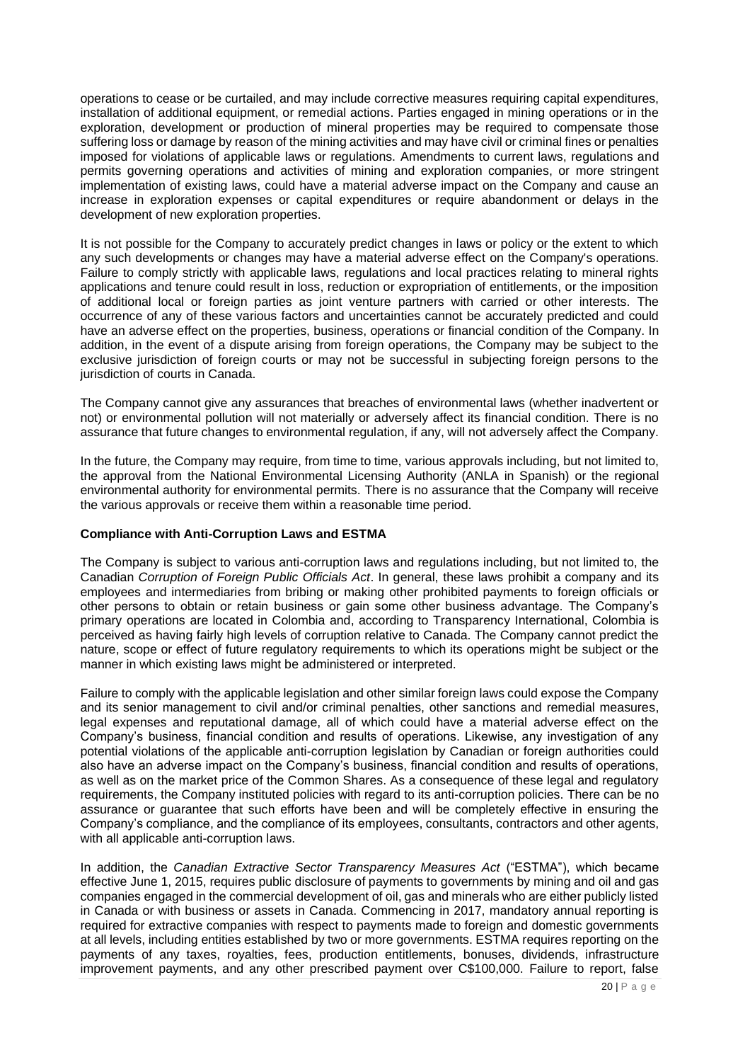operations to cease or be curtailed, and may include corrective measures requiring capital expenditures, installation of additional equipment, or remedial actions. Parties engaged in mining operations or in the exploration, development or production of mineral properties may be required to compensate those suffering loss or damage by reason of the mining activities and may have civil or criminal fines or penalties imposed for violations of applicable laws or regulations. Amendments to current laws, regulations and permits governing operations and activities of mining and exploration companies, or more stringent implementation of existing laws, could have a material adverse impact on the Company and cause an increase in exploration expenses or capital expenditures or require abandonment or delays in the development of new exploration properties.

It is not possible for the Company to accurately predict changes in laws or policy or the extent to which any such developments or changes may have a material adverse effect on the Company's operations. Failure to comply strictly with applicable laws, regulations and local practices relating to mineral rights applications and tenure could result in loss, reduction or expropriation of entitlements, or the imposition of additional local or foreign parties as joint venture partners with carried or other interests. The occurrence of any of these various factors and uncertainties cannot be accurately predicted and could have an adverse effect on the properties, business, operations or financial condition of the Company. In addition, in the event of a dispute arising from foreign operations, the Company may be subject to the exclusive jurisdiction of foreign courts or may not be successful in subjecting foreign persons to the jurisdiction of courts in Canada.

The Company cannot give any assurances that breaches of environmental laws (whether inadvertent or not) or environmental pollution will not materially or adversely affect its financial condition. There is no assurance that future changes to environmental regulation, if any, will not adversely affect the Company.

In the future, the Company may require, from time to time, various approvals including, but not limited to, the approval from the National Environmental Licensing Authority (ANLA in Spanish) or the regional environmental authority for environmental permits. There is no assurance that the Company will receive the various approvals or receive them within a reasonable time period.

**Compliance with Anti-Corruption Laws and ESTMA**

The Company is subject to various anti-corruption laws and regulations including, but not limited to, the Canadian *Corruption of Foreign Public Officials Act*. In general, these laws prohibit a company and its employees and intermediaries from bribing or making other prohibited payments to foreign officials or other persons to obtain or retain business or gain some other business advantage. The Company's primary operations are located in Colombia and, according to Transparency International, Colombia is perceived as having fairly high levels of corruption relative to Canada. The Company cannot predict the nature, scope or effect of future regulatory requirements to which its operations might be subject or the manner in which existing laws might be administered or interpreted.

Failure to comply with the applicable legislation and other similar foreign laws could expose the Company and its senior management to civil and/or criminal penalties, other sanctions and remedial measures, legal expenses and reputational damage, all of which could have a material adverse effect on the Company's business, financial condition and results of operations. Likewise, any investigation of any potential violations of the applicable anti-corruption legislation by Canadian or foreign authorities could also have an adverse impact on the Company's business, financial condition and results of operations, as well as on the market price of the Common Shares. As a consequence of these legal and regulatory requirements, the Company instituted policies with regard to its anti-corruption policies. There can be no assurance or guarantee that such efforts have been and will be completely effective in ensuring the Company's compliance, and the compliance of its employees, consultants, contractors and other agents, with all applicable anti-corruption laws.

In addition, the *Canadian Extractive Sector Transparency Measures Act* ("ESTMA"), which became effective June 1, 2015, requires public disclosure of payments to governments by mining and oil and gas companies engaged in the commercial development of oil, gas and minerals who are either publicly listed in Canada or with business or assets in Canada. Commencing in 2017, mandatory annual reporting is required for extractive companies with respect to payments made to foreign and domestic governments at all levels, including entities established by two or more governments. ESTMA requires reporting on the payments of any taxes, royalties, fees, production entitlements, bonuses, dividends, infrastructure improvement payments, and any other prescribed payment over C$100,000. Failure to report, false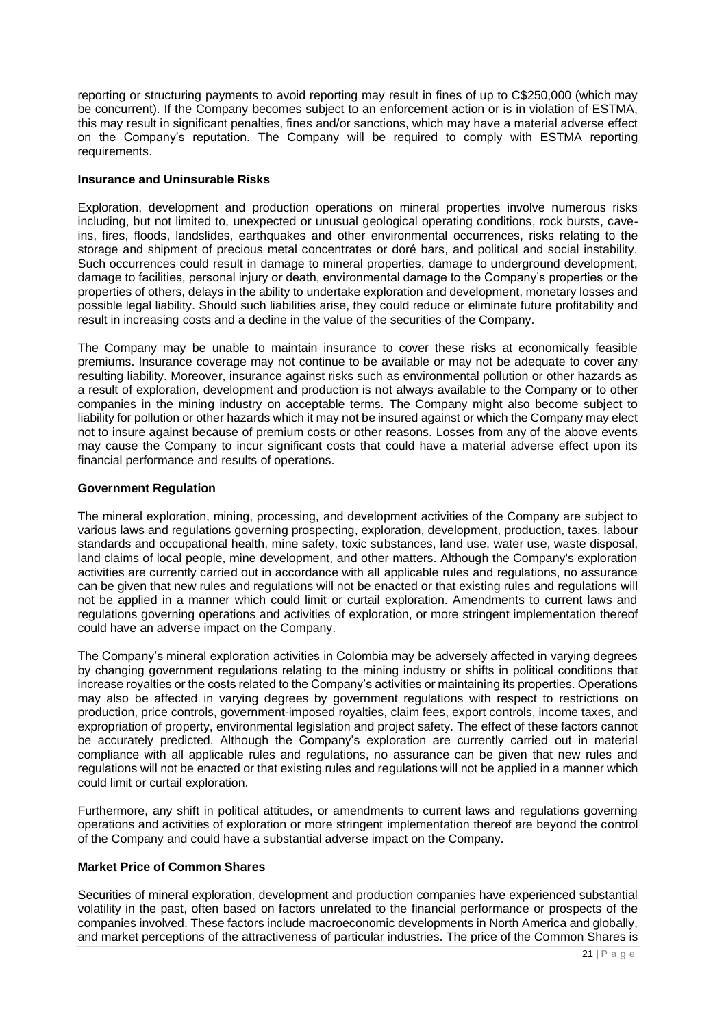reporting or structuring payments to avoid reporting may result in fines of up to C$250,000 (which may be concurrent). If the Company becomes subject to an enforcement action or is in violation of ESTMA, this may result in significant penalties, fines and/or sanctions, which may have a material adverse effect on the Company's reputation. The Company will be required to comply with ESTMA reporting requirements.

**Insurance and Uninsurable Risks**

Exploration, development and production operations on mineral properties involve numerous risks including, but not limited to, unexpected or unusual geological operating conditions, rock bursts, cave-ins, fires, floods, landslides, earthquakes and other environmental occurrences, risks relating to the storage and shipment of precious metal concentrates or doré bars, and political and social instability. Such occurrences could result in damage to mineral properties, damage to underground development, damage to facilities, personal injury or death, environmental damage to the Company's properties or the properties of others, delays in the ability to undertake exploration and development, monetary losses and possible legal liability. Should such liabilities arise, they could reduce or eliminate future profitability and result in increasing costs and a decline in the value of the securities of the Company.

The Company may be unable to maintain insurance to cover these risks at economically feasible premiums. Insurance coverage may not continue to be available or may not be adequate to cover any resulting liability. Moreover, insurance against risks such as environmental pollution or other hazards as a result of exploration, development and production is not always available to the Company or to other companies in the mining industry on acceptable terms. The Company might also become subject to liability for pollution or other hazards which it may not be insured against or which the Company may elect not to insure against because of premium costs or other reasons. Losses from any of the above events may cause the Company to incur significant costs that could have a material adverse effect upon its financial performance and results of operations.

**Government Regulation**

The mineral exploration, mining, processing, and development activities of the Company are subject to various laws and regulations governing prospecting, exploration, development, production, taxes, labour standards and occupational health, mine safety, toxic substances, land use, water use, waste disposal, land claims of local people, mine development, and other matters. Although the Company's exploration activities are currently carried out in accordance with all applicable rules and regulations, no assurance can be given that new rules and regulations will not be enacted or that existing rules and regulations will not be applied in a manner which could limit or curtail exploration. Amendments to current laws and regulations governing operations and activities of exploration, or more stringent implementation thereof could have an adverse impact on the Company.

The Company's mineral exploration activities in Colombia may be adversely affected in varying degrees by changing government regulations relating to the mining industry or shifts in political conditions that increase royalties or the costs related to the Company's activities or maintaining its properties. Operations may also be affected in varying degrees by government regulations with respect to restrictions on production, price controls, government-imposed royalties, claim fees, export controls, income taxes, and expropriation of property, environmental legislation and project safety. The effect of these factors cannot be accurately predicted. Although the Company's exploration are currently carried out in material compliance with all applicable rules and regulations, no assurance can be given that new rules and regulations will not be enacted or that existing rules and regulations will not be applied in a manner which could limit or curtail exploration.

Furthermore, any shift in political attitudes, or amendments to current laws and regulations governing operations and activities of exploration or more stringent implementation thereof are beyond the control of the Company and could have a substantial adverse impact on the Company.

**Market Price of Common Shares**

Securities of mineral exploration, development and production companies have experienced substantial volatility in the past, often based on factors unrelated to the financial performance or prospects of the companies involved. These factors include macroeconomic developments in North America and globally, and market perceptions of the attractiveness of particular industries. The price of the Common Shares is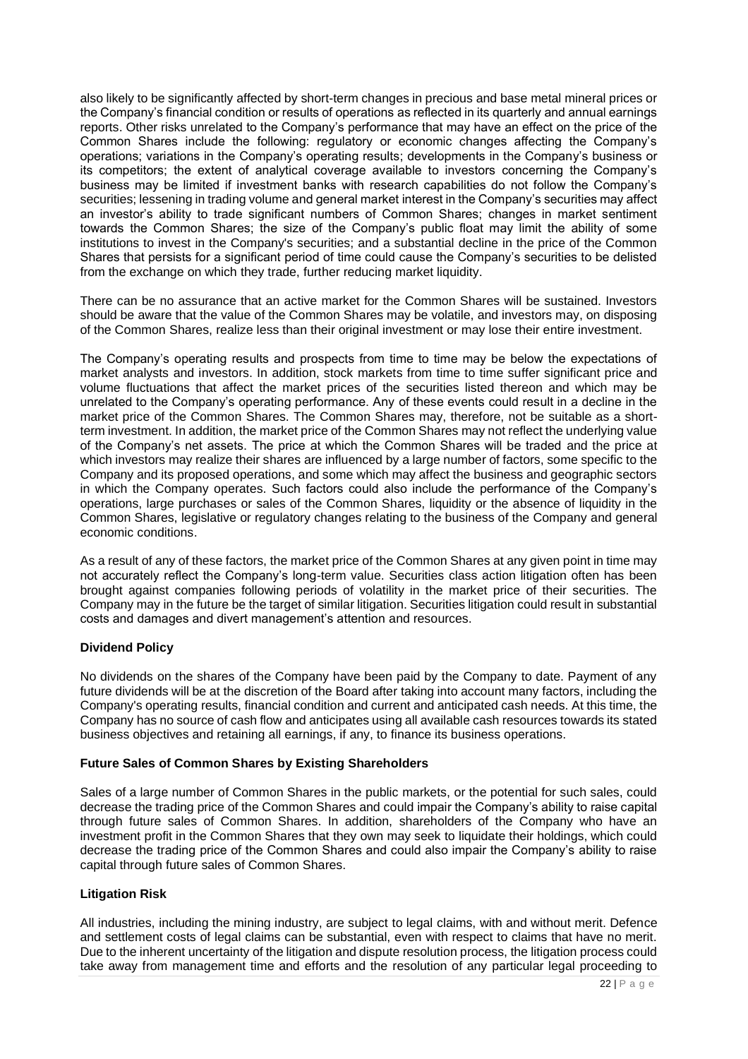also likely to be significantly affected by short-term changes in precious and base metal mineral prices or the Company's financial condition or results of operations as reflected in its quarterly and annual earnings reports. Other risks unrelated to the Company's performance that may have an effect on the price of the Common Shares include the following: regulatory or economic changes affecting the Company's operations; variations in the Company's operating results; developments in the Company's business or its competitors; the extent of analytical coverage available to investors concerning the Company's business may be limited if investment banks with research capabilities do not follow the Company's securities; lessening in trading volume and general market interest in the Company's securities may affect an investor's ability to trade significant numbers of Common Shares; changes in market sentiment towards the Common Shares; the size of the Company's public float may limit the ability of some institutions to invest in the Company's securities; and a substantial decline in the price of the Common Shares that persists for a significant period of time could cause the Company's securities to be delisted from the exchange on which they trade, further reducing market liquidity.

There can be no assurance that an active market for the Common Shares will be sustained. Investors should be aware that the value of the Common Shares may be volatile, and investors may, on disposing of the Common Shares, realize less than their original investment or may lose their entire investment.

The Company's operating results and prospects from time to time may be below the expectations of market analysts and investors. In addition, stock markets from time to time suffer significant price and volume fluctuations that affect the market prices of the securities listed thereon and which may be unrelated to the Company's operating performance. Any of these events could result in a decline in the market price of the Common Shares. The Common Shares may, therefore, not be suitable as a short-term investment. In addition, the market price of the Common Shares may not reflect the underlying value of the Company's net assets. The price at which the Common Shares will be traded and the price at which investors may realize their shares are influenced by a large number of factors, some specific to the Company and its proposed operations, and some which may affect the business and geographic sectors in which the Company operates. Such factors could also include the performance of the Company's operations, large purchases or sales of the Common Shares, liquidity or the absence of liquidity in the Common Shares, legislative or regulatory changes relating to the business of the Company and general economic conditions.

As a result of any of these factors, the market price of the Common Shares at any given point in time may not accurately reflect the Company's long-term value. Securities class action litigation often has been brought against companies following periods of volatility in the market price of their securities. The Company may in the future be the target of similar litigation. Securities litigation could result in substantial costs and damages and divert management's attention and resources.

**Dividend Policy**

No dividends on the shares of the Company have been paid by the Company to date. Payment of any future dividends will be at the discretion of the Board after taking into account many factors, including the Company's operating results, financial condition and current and anticipated cash needs. At this time, the Company has no source of cash flow and anticipates using all available cash resources towards its stated business objectives and retaining all earnings, if any, to finance its business operations.

**Future Sales of Common Shares by Existing Shareholders**

Sales of a large number of Common Shares in the public markets, or the potential for such sales, could decrease the trading price of the Common Shares and could impair the Company's ability to raise capital through future sales of Common Shares. In addition, shareholders of the Company who have an investment profit in the Common Shares that they own may seek to liquidate their holdings, which could decrease the trading price of the Common Shares and could also impair the Company's ability to raise capital through future sales of Common Shares.

**Litigation Risk**

All industries, including the mining industry, are subject to legal claims, with and without merit. Defence and settlement costs of legal claims can be substantial, even with respect to claims that have no merit. Due to the inherent uncertainty of the litigation and dispute resolution process, the litigation process could take away from management time and efforts and the resolution of any particular legal proceeding to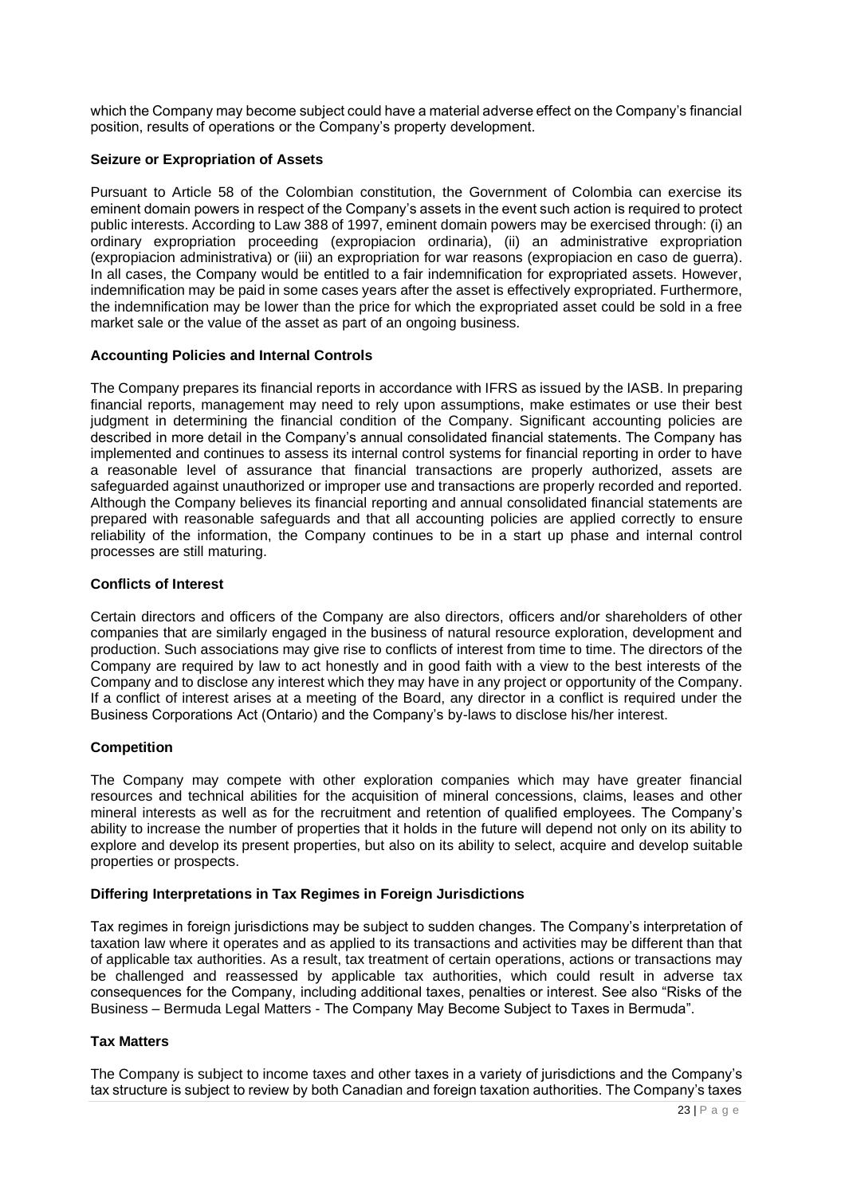which the Company may become subject could have a material adverse effect on the Company's financial position, results of operations or the Company's property development.

**Seizure or Expropriation of Assets**

Pursuant to Article 58 of the Colombian constitution, the Government of Colombia can exercise its eminent domain powers in respect of the Company's assets in the event such action is required to protect public interests. According to Law 388 of 1997, eminent domain powers may be exercised through: (i) an ordinary expropriation proceeding (expropiacion ordinaria), (ii) an administrative expropriation (expropiacion administrativa) or (iii) an expropriation for war reasons (expropiacion en caso de guerra). In all cases, the Company would be entitled to a fair indemnification for expropriated assets. However, indemnification may be paid in some cases years after the asset is effectively expropriated. Furthermore, the indemnification may be lower than the price for which the expropriated asset could be sold in a free market sale or the value of the asset as part of an ongoing business.

**Accounting Policies and Internal Controls**

The Company prepares its financial reports in accordance with IFRS as issued by the IASB. In preparing financial reports, management may need to rely upon assumptions, make estimates or use their best judgment in determining the financial condition of the Company. Significant accounting policies are described in more detail in the Company's annual consolidated financial statements. The Company has implemented and continues to assess its internal control systems for financial reporting in order to have a reasonable level of assurance that financial transactions are properly authorized, assets are safeguarded against unauthorized or improper use and transactions are properly recorded and reported. Although the Company believes its financial reporting and annual consolidated financial statements are prepared with reasonable safeguards and that all accounting policies are applied correctly to ensure reliability of the information, the Company continues to be in a start up phase and internal control processes are still maturing.

**Conflicts of Interest**

Certain directors and officers of the Company are also directors, officers and/or shareholders of other companies that are similarly engaged in the business of natural resource exploration, development and production. Such associations may give rise to conflicts of interest from time to time. The directors of the Company are required by law to act honestly and in good faith with a view to the best interests of the Company and to disclose any interest which they may have in any project or opportunity of the Company. If a conflict of interest arises at a meeting of the Board, any director in a conflict is required under the Business Corporations Act (Ontario) and the Company's by-laws to disclose his/her interest.

**Competition**

The Company may compete with other exploration companies which may have greater financial resources and technical abilities for the acquisition of mineral concessions, claims, leases and other mineral interests as well as for the recruitment and retention of qualified employees. The Company's ability to increase the number of properties that it holds in the future will depend not only on its ability to explore and develop its present properties, but also on its ability to select, acquire and develop suitable properties or prospects.

**Differing Interpretations in Tax Regimes in Foreign Jurisdictions**

Tax regimes in foreign jurisdictions may be subject to sudden changes. The Company's interpretation of taxation law where it operates and as applied to its transactions and activities may be different than that of applicable tax authorities. As a result, tax treatment of certain operations, actions or transactions may be challenged and reassessed by applicable tax authorities, which could result in adverse tax consequences for the Company, including additional taxes, penalties or interest. See also "Risks of the Business – Bermuda Legal Matters - The Company May Become Subject to Taxes in Bermuda".

**Tax Matters**

The Company is subject to income taxes and other taxes in a variety of jurisdictions and the Company's tax structure is subject to review by both Canadian and foreign taxation authorities. The Company's taxes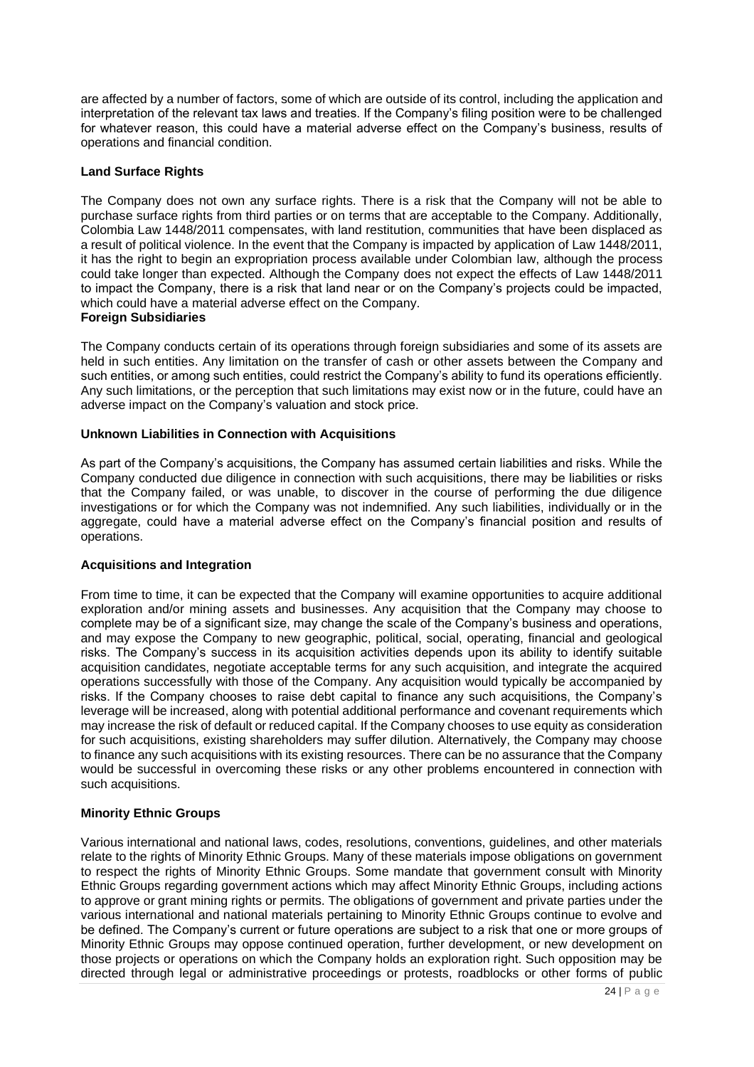are affected by a number of factors, some of which are outside of its control, including the application and interpretation of the relevant tax laws and treaties. If the Company's filing position were to be challenged for whatever reason, this could have a material adverse effect on the Company's business, results of operations and financial condition.

**Land Surface Rights**

The Company does not own any surface rights. There is a risk that the Company will not be able to purchase surface rights from third parties or on terms that are acceptable to the Company. Additionally, Colombia Law 1448/2011 compensates, with land restitution, communities that have been displaced as a result of political violence. In the event that the Company is impacted by application of Law 1448/2011, it has the right to begin an expropriation process available under Colombian law, although the process could take longer than expected. Although the Company does not expect the effects of Law 1448/2011 to impact the Company, there is a risk that land near or on the Company's projects could be impacted, which could have a material adverse effect on the Company.

**Foreign Subsidiaries**

The Company conducts certain of its operations through foreign subsidiaries and some of its assets are held in such entities. Any limitation on the transfer of cash or other assets between the Company and such entities, or among such entities, could restrict the Company's ability to fund its operations efficiently. Any such limitations, or the perception that such limitations may exist now or in the future, could have an adverse impact on the Company's valuation and stock price.

**Unknown Liabilities in Connection with Acquisitions**

As part of the Company's acquisitions, the Company has assumed certain liabilities and risks. While the Company conducted due diligence in connection with such acquisitions, there may be liabilities or risks that the Company failed, or was unable, to discover in the course of performing the due diligence investigations or for which the Company was not indemnified. Any such liabilities, individually or in the aggregate, could have a material adverse effect on the Company's financial position and results of operations.

**Acquisitions and Integration**

From time to time, it can be expected that the Company will examine opportunities to acquire additional exploration and/or mining assets and businesses. Any acquisition that the Company may choose to complete may be of a significant size, may change the scale of the Company's business and operations, and may expose the Company to new geographic, political, social, operating, financial and geological risks. The Company's success in its acquisition activities depends upon its ability to identify suitable acquisition candidates, negotiate acceptable terms for any such acquisition, and integrate the acquired operations successfully with those of the Company. Any acquisition would typically be accompanied by risks. If the Company chooses to raise debt capital to finance any such acquisitions, the Company's leverage will be increased, along with potential additional performance and covenant requirements which may increase the risk of default or reduced capital. If the Company chooses to use equity as consideration for such acquisitions, existing shareholders may suffer dilution. Alternatively, the Company may choose to finance any such acquisitions with its existing resources. There can be no assurance that the Company would be successful in overcoming these risks or any other problems encountered in connection with such acquisitions.

**Minority Ethnic Groups**

Various international and national laws, codes, resolutions, conventions, guidelines, and other materials relate to the rights of Minority Ethnic Groups. Many of these materials impose obligations on government to respect the rights of Minority Ethnic Groups. Some mandate that government consult with Minority Ethnic Groups regarding government actions which may affect Minority Ethnic Groups, including actions to approve or grant mining rights or permits. The obligations of government and private parties under the various international and national materials pertaining to Minority Ethnic Groups continue to evolve and be defined. The Company's current or future operations are subject to a risk that one or more groups of Minority Ethnic Groups may oppose continued operation, further development, or new development on those projects or operations on which the Company holds an exploration right. Such opposition may be directed through legal or administrative proceedings or protests, roadblocks or other forms of public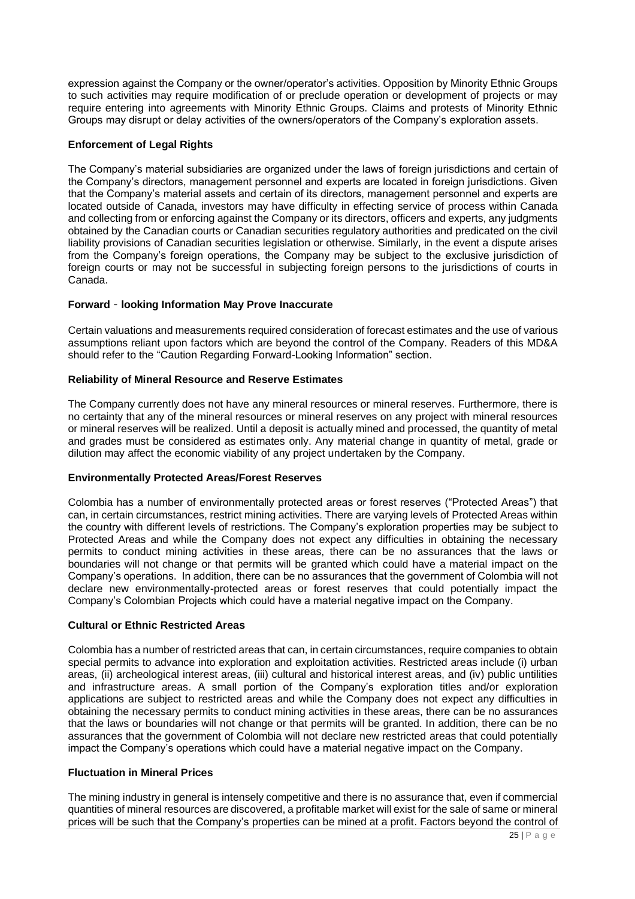expression against the Company or the owner/operator's activities. Opposition by Minority Ethnic Groups to such activities may require modification of or preclude operation or development of projects or may require entering into agreements with Minority Ethnic Groups. Claims and protests of Minority Ethnic Groups may disrupt or delay activities of the owners/operators of the Company's exploration assets.

**Enforcement of Legal Rights**

The Company's material subsidiaries are organized under the laws of foreign jurisdictions and certain of the Company's directors, management personnel and experts are located in foreign jurisdictions. Given that the Company's material assets and certain of its directors, management personnel and experts are located outside of Canada, investors may have difficulty in effecting service of process within Canada and collecting from or enforcing against the Company or its directors, officers and experts, any judgments obtained by the Canadian courts or Canadian securities regulatory authorities and predicated on the civil liability provisions of Canadian securities legislation or otherwise. Similarly, in the event a dispute arises from the Company's foreign operations, the Company may be subject to the exclusive jurisdiction of foreign courts or may not be successful in subjecting foreign persons to the jurisdictions of courts in Canada.

**Forward‐looking Information May Prove Inaccurate**

Certain valuations and measurements required consideration of forecast estimates and the use of various assumptions reliant upon factors which are beyond the control of the Company. Readers of this MD&A should refer to the "Caution Regarding Forward-Looking Information" section.

**Reliability of Mineral Resource and Reserve Estimates**

The Company currently does not have any mineral resources or mineral reserves. Furthermore, there is no certainty that any of the mineral resources or mineral reserves on any project with mineral resources or mineral reserves will be realized. Until a deposit is actually mined and processed, the quantity of metal and grades must be considered as estimates only. Any material change in quantity of metal, grade or dilution may affect the economic viability of any project undertaken by the Company.

**Environmentally Protected Areas/Forest Reserves**

Colombia has a number of environmentally protected areas or forest reserves ("Protected Areas") that can, in certain circumstances, restrict mining activities. There are varying levels of Protected Areas within the country with different levels of restrictions. The Company's exploration properties may be subject to Protected Areas and while the Company does not expect any difficulties in obtaining the necessary permits to conduct mining activities in these areas, there can be no assurances that the laws or boundaries will not change or that permits will be granted which could have a material impact on the Company's operations. In addition, there can be no assurances that the government of Colombia will not declare new environmentally-protected areas or forest reserves that could potentially impact the Company's Colombian Projects which could have a material negative impact on the Company.

**Cultural or Ethnic Restricted Areas**

Colombia has a number of restricted areas that can, in certain circumstances, require companies to obtain special permits to advance into exploration and exploitation activities. Restricted areas include (i) urban areas, (ii) archeological interest areas, (iii) cultural and historical interest areas, and (iv) public untilities and infrastructure areas. A small portion of the Company's exploration titles and/or exploration applications are subject to restricted areas and while the Company does not expect any difficulties in obtaining the necessary permits to conduct mining activities in these areas, there can be no assurances that the laws or boundaries will not change or that permits will be granted. In addition, there can be no assurances that the government of Colombia will not declare new restricted areas that could potentially impact the Company's operations which could have a material negative impact on the Company.

**Fluctuation in Mineral Prices**

The mining industry in general is intensely competitive and there is no assurance that, even if commercial quantities of mineral resources are discovered, a profitable market will exist for the sale of same or mineral prices will be such that the Company's properties can be mined at a profit. Factors beyond the control of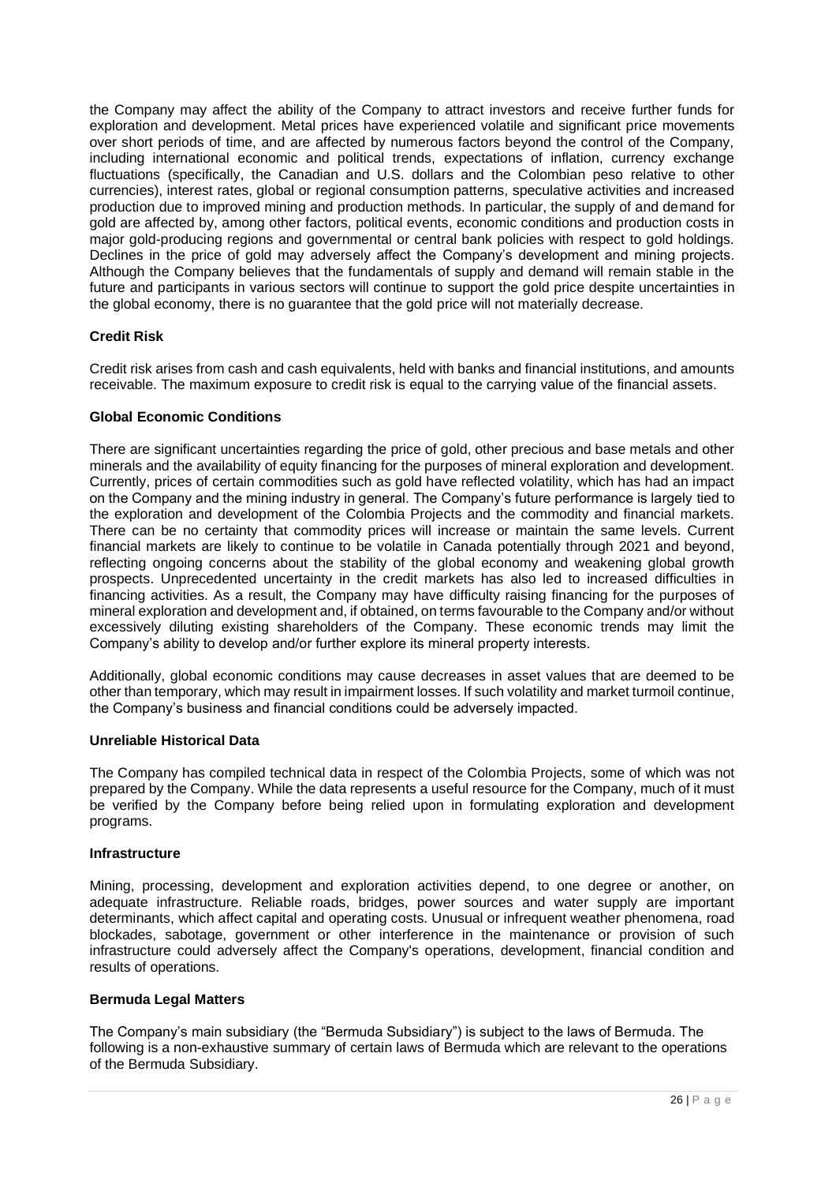the Company may affect the ability of the Company to attract investors and receive further funds for exploration and development. Metal prices have experienced volatile and significant price movements over short periods of time, and are affected by numerous factors beyond the control of the Company, including international economic and political trends, expectations of inflation, currency exchange fluctuations (specifically, the Canadian and U.S. dollars and the Colombian peso relative to other currencies), interest rates, global or regional consumption patterns, speculative activities and increased production due to improved mining and production methods. In particular, the supply of and demand for gold are affected by, among other factors, political events, economic conditions and production costs in major gold-producing regions and governmental or central bank policies with respect to gold holdings. Declines in the price of gold may adversely affect the Company's development and mining projects. Although the Company believes that the fundamentals of supply and demand will remain stable in the future and participants in various sectors will continue to support the gold price despite uncertainties in the global economy, there is no guarantee that the gold price will not materially decrease.

**Credit Risk**

Credit risk arises from cash and cash equivalents, held with banks and financial institutions, and amounts receivable. The maximum exposure to credit risk is equal to the carrying value of the financial assets.

**Global Economic Conditions**

There are significant uncertainties regarding the price of gold, other precious and base metals and other minerals and the availability of equity financing for the purposes of mineral exploration and development. Currently, prices of certain commodities such as gold have reflected volatility, which has had an impact on the Company and the mining industry in general. The Company's future performance is largely tied to the exploration and development of the Colombia Projects and the commodity and financial markets. There can be no certainty that commodity prices will increase or maintain the same levels. Current financial markets are likely to continue to be volatile in Canada potentially through 2021 and beyond, reflecting ongoing concerns about the stability of the global economy and weakening global growth prospects. Unprecedented uncertainty in the credit markets has also led to increased difficulties in financing activities. As a result, the Company may have difficulty raising financing for the purposes of mineral exploration and development and, if obtained, on terms favourable to the Company and/or without excessively diluting existing shareholders of the Company. These economic trends may limit the Company's ability to develop and/or further explore its mineral property interests.

Additionally, global economic conditions may cause decreases in asset values that are deemed to be other than temporary, which may result in impairment losses. If such volatility and market turmoil continue, the Company's business and financial conditions could be adversely impacted.

**Unreliable Historical Data**

The Company has compiled technical data in respect of the Colombia Projects, some of which was not prepared by the Company. While the data represents a useful resource for the Company, much of it must be verified by the Company before being relied upon in formulating exploration and development programs.

**Infrastructure**

Mining, processing, development and exploration activities depend, to one degree or another, on adequate infrastructure. Reliable roads, bridges, power sources and water supply are important determinants, which affect capital and operating costs. Unusual or infrequent weather phenomena, road blockades, sabotage, government or other interference in the maintenance or provision of such infrastructure could adversely affect the Company's operations, development, financial condition and results of operations.

**Bermuda Legal Matters**

The Company's main subsidiary (the "Bermuda Subsidiary") is subject to the laws of Bermuda. The following is a non-exhaustive summary of certain laws of Bermuda which are relevant to the operations of the Bermuda Subsidiary.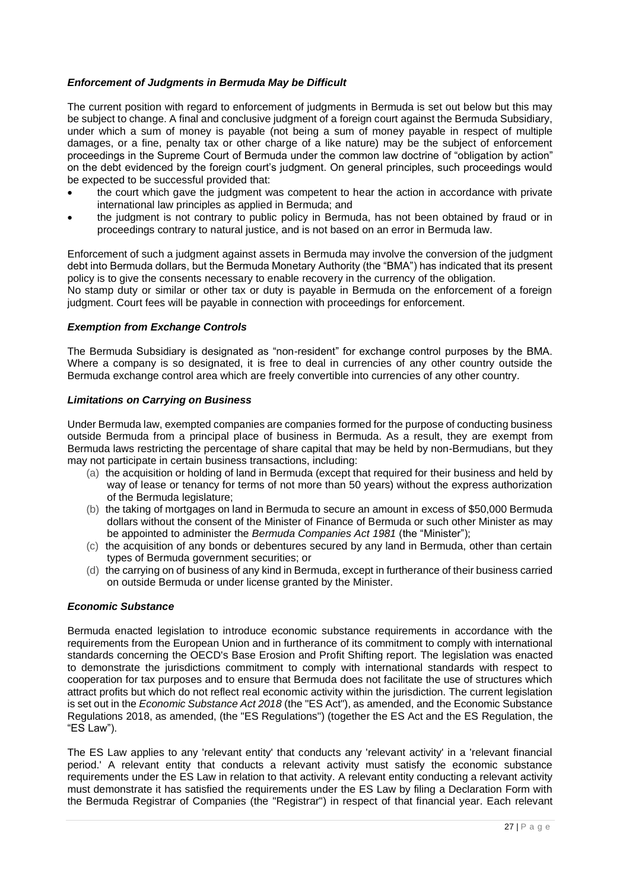### *Enforcement of Judgments in Bermuda May be Difficult*

The current position with regard to enforcement of judgments in Bermuda is set out below but this may be subject to change. A final and conclusive judgment of a foreign court against the Bermuda Subsidiary, under which a sum of money is payable (not being a sum of money payable in respect of multiple damages, or a fine, penalty tax or other charge of a like nature) may be the subject of enforcement proceedings in the Supreme Court of Bermuda under the common law doctrine of "obligation by action" on the debt evidenced by the foreign court's judgment. On general principles, such proceedings would be expected to be successful provided that:

- the court which gave the judgment was competent to hear the action in accordance with private international law principles as applied in Bermuda; and
- the judgment is not contrary to public policy in Bermuda, has not been obtained by fraud or in proceedings contrary to natural justice, and is not based on an error in Bermuda law.

Enforcement of such a judgment against assets in Bermuda may involve the conversion of the judgment debt into Bermuda dollars, but the Bermuda Monetary Authority (the "BMA") has indicated that its present policy is to give the consents necessary to enable recovery in the currency of the obligation.
No stamp duty or similar or other tax or duty is payable in Bermuda on the enforcement of a foreign judgment. Court fees will be payable in connection with proceedings for enforcement.

### *Exemption from Exchange Controls*

The Bermuda Subsidiary is designated as "non-resident" for exchange control purposes by the BMA. Where a company is so designated, it is free to deal in currencies of any other country outside the Bermuda exchange control area which are freely convertible into currencies of any other country.

### *Limitations on Carrying on Business*

Under Bermuda law, exempted companies are companies formed for the purpose of conducting business outside Bermuda from a principal place of business in Bermuda. As a result, they are exempt from Bermuda laws restricting the percentage of share capital that may be held by non-Bermudians, but they may not participate in certain business transactions, including:

(a) the acquisition or holding of land in Bermuda (except that required for their business and held by way of lease or tenancy for terms of not more than 50 years) without the express authorization of the Bermuda legislature;

(b) the taking of mortgages on land in Bermuda to secure an amount in excess of $50,000 Bermuda dollars without the consent of the Minister of Finance of Bermuda or such other Minister as may be appointed to administer the *Bermuda Companies Act 1981* (the "Minister");

(c) the acquisition of any bonds or debentures secured by any land in Bermuda, other than certain types of Bermuda government securities; or

(d) the carrying on of business of any kind in Bermuda, except in furtherance of their business carried on outside Bermuda or under license granted by the Minister.

### *Economic Substance*

Bermuda enacted legislation to introduce economic substance requirements in accordance with the requirements from the European Union and in furtherance of its commitment to comply with international standards concerning the OECD's Base Erosion and Profit Shifting report. The legislation was enacted to demonstrate the jurisdictions commitment to comply with international standards with respect to cooperation for tax purposes and to ensure that Bermuda does not facilitate the use of structures which attract profits but which do not reflect real economic activity within the jurisdiction. The current legislation is set out in the *Economic Substance Act 2018* (the "ES Act"), as amended, and the Economic Substance Regulations 2018, as amended, (the "ES Regulations") (together the ES Act and the ES Regulation, the "ES Law").

The ES Law applies to any 'relevant entity' that conducts any 'relevant activity' in a 'relevant financial period.' A relevant entity that conducts a relevant activity must satisfy the economic substance requirements under the ES Law in relation to that activity. A relevant entity conducting a relevant activity must demonstrate it has satisfied the requirements under the ES Law by filing a Declaration Form with the Bermuda Registrar of Companies (the "Registrar") in respect of that financial year. Each relevant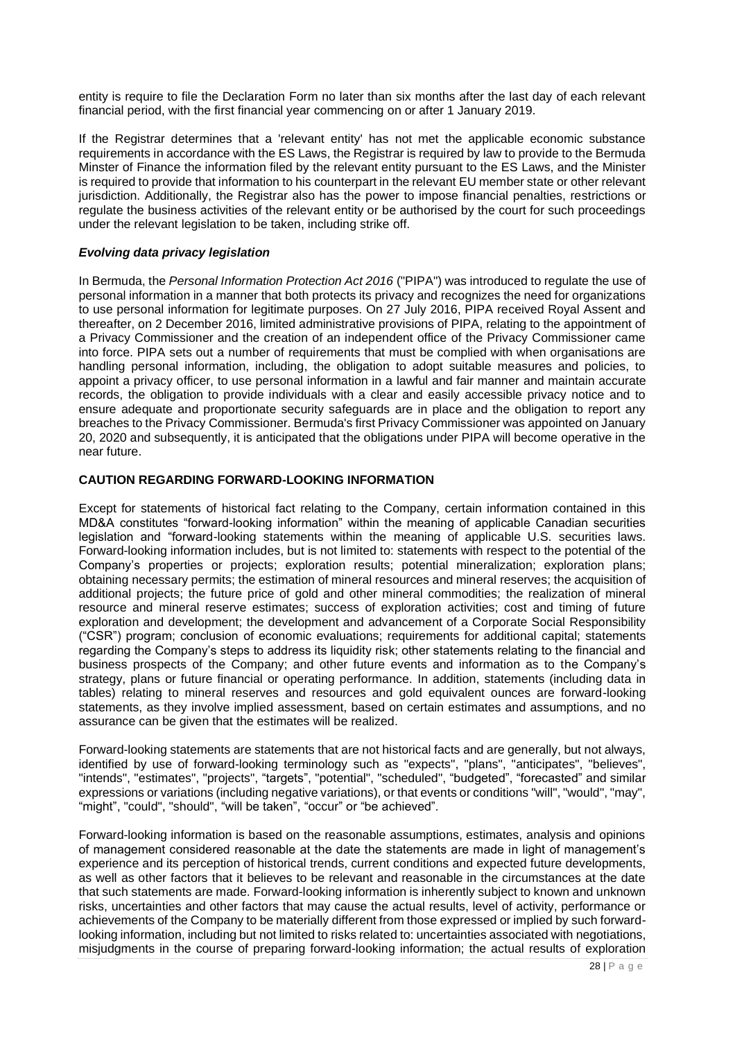entity is require to file the Declaration Form no later than six months after the last day of each relevant financial period, with the first financial year commencing on or after 1 January 2019.

If the Registrar determines that a 'relevant entity' has not met the applicable economic substance requirements in accordance with the ES Laws, the Registrar is required by law to provide to the Bermuda Minster of Finance the information filed by the relevant entity pursuant to the ES Laws, and the Minister is required to provide that information to his counterpart in the relevant EU member state or other relevant jurisdiction. Additionally, the Registrar also has the power to impose financial penalties, restrictions or regulate the business activities of the relevant entity or be authorised by the court for such proceedings under the relevant legislation to be taken, including strike off.

### *Evolving data privacy legislation*

In Bermuda, the *Personal Information Protection Act 2016* ("PIPA") was introduced to regulate the use of personal information in a manner that both protects its privacy and recognizes the need for organizations to use personal information for legitimate purposes. On 27 July 2016, PIPA received Royal Assent and thereafter, on 2 December 2016, limited administrative provisions of PIPA, relating to the appointment of a Privacy Commissioner and the creation of an independent office of the Privacy Commissioner came into force. PIPA sets out a number of requirements that must be complied with when organisations are handling personal information, including, the obligation to adopt suitable measures and policies, to appoint a privacy officer, to use personal information in a lawful and fair manner and maintain accurate records, the obligation to provide individuals with a clear and easily accessible privacy notice and to ensure adequate and proportionate security safeguards are in place and the obligation to report any breaches to the Privacy Commissioner. Bermuda's first Privacy Commissioner was appointed on January 20, 2020 and subsequently, it is anticipated that the obligations under PIPA will become operative in the near future.

## CAUTION REGARDING FORWARD-LOOKING INFORMATION

Except for statements of historical fact relating to the Company, certain information contained in this MD&A constitutes "forward-looking information" within the meaning of applicable Canadian securities legislation and "forward-looking statements within the meaning of applicable U.S. securities laws. Forward-looking information includes, but is not limited to: statements with respect to the potential of the Company's properties or projects; exploration results; potential mineralization; exploration plans; obtaining necessary permits; the estimation of mineral resources and mineral reserves; the acquisition of additional projects; the future price of gold and other mineral commodities; the realization of mineral resource and mineral reserve estimates; success of exploration activities; cost and timing of future exploration and development; the development and advancement of a Corporate Social Responsibility ("CSR") program; conclusion of economic evaluations; requirements for additional capital; statements regarding the Company's steps to address its liquidity risk; other statements relating to the financial and business prospects of the Company; and other future events and information as to the Company's strategy, plans or future financial or operating performance. In addition, statements (including data in tables) relating to mineral reserves and resources and gold equivalent ounces are forward-looking statements, as they involve implied assessment, based on certain estimates and assumptions, and no assurance can be given that the estimates will be realized.

Forward-looking statements are statements that are not historical facts and are generally, but not always, identified by use of forward-looking terminology such as "expects", "plans", "anticipates", "believes", "intends", "estimates", "projects", "targets", "potential", "scheduled", "budgeted", "forecasted" and similar expressions or variations (including negative variations), or that events or conditions "will", "would", "may", "might", "could", "should", "will be taken", "occur" or "be achieved".

Forward-looking information is based on the reasonable assumptions, estimates, analysis and opinions of management considered reasonable at the date the statements are made in light of management's experience and its perception of historical trends, current conditions and expected future developments, as well as other factors that it believes to be relevant and reasonable in the circumstances at the date that such statements are made. Forward-looking information is inherently subject to known and unknown risks, uncertainties and other factors that may cause the actual results, level of activity, performance or achievements of the Company to be materially different from those expressed or implied by such forward-looking information, including but not limited to risks related to: uncertainties associated with negotiations, misjudgments in the course of preparing forward-looking information; the actual results of exploration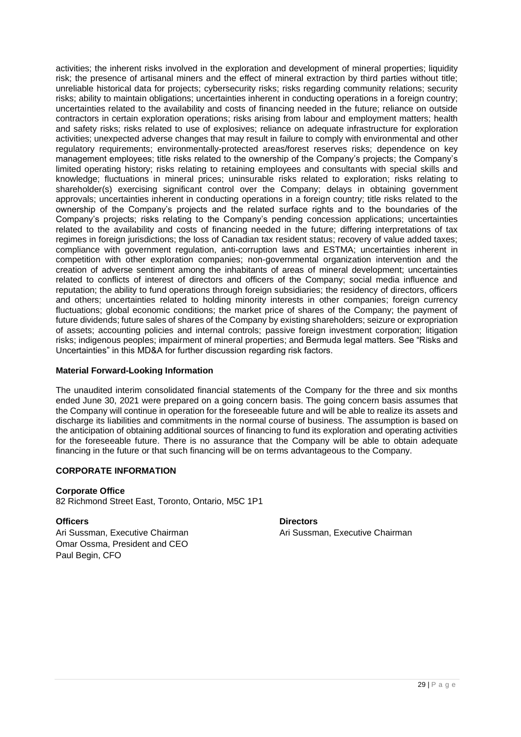activities; the inherent risks involved in the exploration and development of mineral properties; liquidity risk; the presence of artisanal miners and the effect of mineral extraction by third parties without title; unreliable historical data for projects; cybersecurity risks; risks regarding community relations; security risks; ability to maintain obligations; uncertainties inherent in conducting operations in a foreign country; uncertainties related to the availability and costs of financing needed in the future; reliance on outside contractors in certain exploration operations; risks arising from labour and employment matters; health and safety risks; risks related to use of explosives; reliance on adequate infrastructure for exploration activities; unexpected adverse changes that may result in failure to comply with environmental and other regulatory requirements; environmentally-protected areas/forest reserves risks; dependence on key management employees; title risks related to the ownership of the Company's projects; the Company's limited operating history; risks relating to retaining employees and consultants with special skills and knowledge; fluctuations in mineral prices; uninsurable risks related to exploration; risks relating to shareholder(s) exercising significant control over the Company; delays in obtaining government approvals; uncertainties inherent in conducting operations in a foreign country; title risks related to the ownership of the Company's projects and the related surface rights and to the boundaries of the Company's projects; risks relating to the Company's pending concession applications; uncertainties related to the availability and costs of financing needed in the future; differing interpretations of tax regimes in foreign jurisdictions; the loss of Canadian tax resident status; recovery of value added taxes; compliance with government regulation, anti-corruption laws and ESTMA; uncertainties inherent in competition with other exploration companies; non-governmental organization intervention and the creation of adverse sentiment among the inhabitants of areas of mineral development; uncertainties related to conflicts of interest of directors and officers of the Company; social media influence and reputation; the ability to fund operations through foreign subsidiaries; the residency of directors, officers and others; uncertainties related to holding minority interests in other companies; foreign currency fluctuations; global economic conditions; the market price of shares of the Company; the payment of future dividends; future sales of shares of the Company by existing shareholders; seizure or expropriation of assets; accounting policies and internal controls; passive foreign investment corporation; litigation risks; indigenous peoples; impairment of mineral properties; and Bermuda legal matters. See "Risks and Uncertainties" in this MD&A for further discussion regarding risk factors.

**Material Forward-Looking Information**

The unaudited interim consolidated financial statements of the Company for the three and six months ended June 30, 2021 were prepared on a going concern basis. The going concern basis assumes that the Company will continue in operation for the foreseeable future and will be able to realize its assets and discharge its liabilities and commitments in the normal course of business. The assumption is based on the anticipation of obtaining additional sources of financing to fund its exploration and operating activities for the foreseeable future. There is no assurance that the Company will be able to obtain adequate financing in the future or that such financing will be on terms advantageous to the Company.

## CORPORATE INFORMATION

**Corporate Office**
82 Richmond Street East, Toronto, Ontario, M5C 1P1

**Officers**
Ari Sussman, Executive Chairman
Omar Ossma, President and CEO
Paul Begin, CFO

**Directors**
Ari Sussman, Executive Chairman